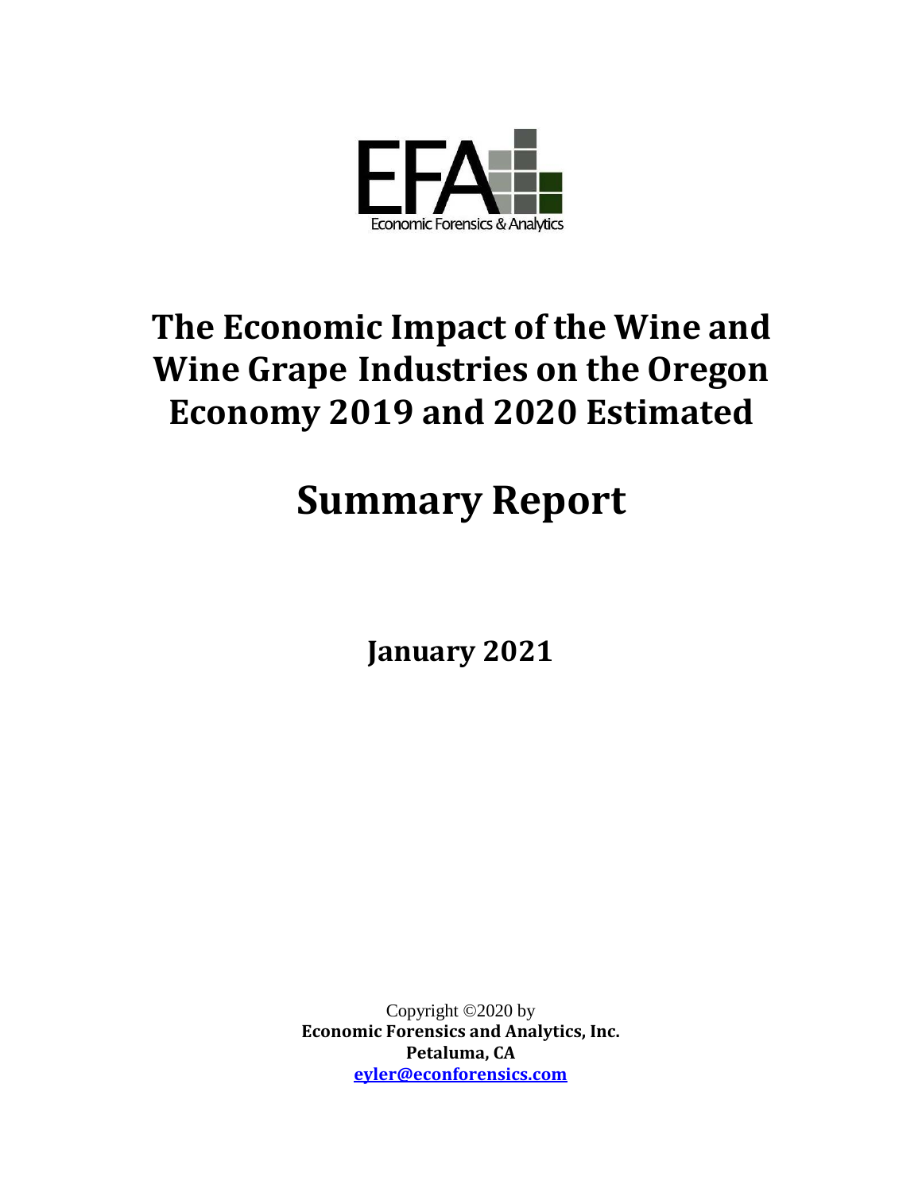# The Economic Impact of the Wine and Wine Grape Industries on the Oregon Economy 2019 and 2020 Estimated

# Summary Report

**January 2021**

Copyright ©2020 by
**Economic Forensics and Analytics, Inc.**
**Petaluma, CA**
**eyler@econforensics.com**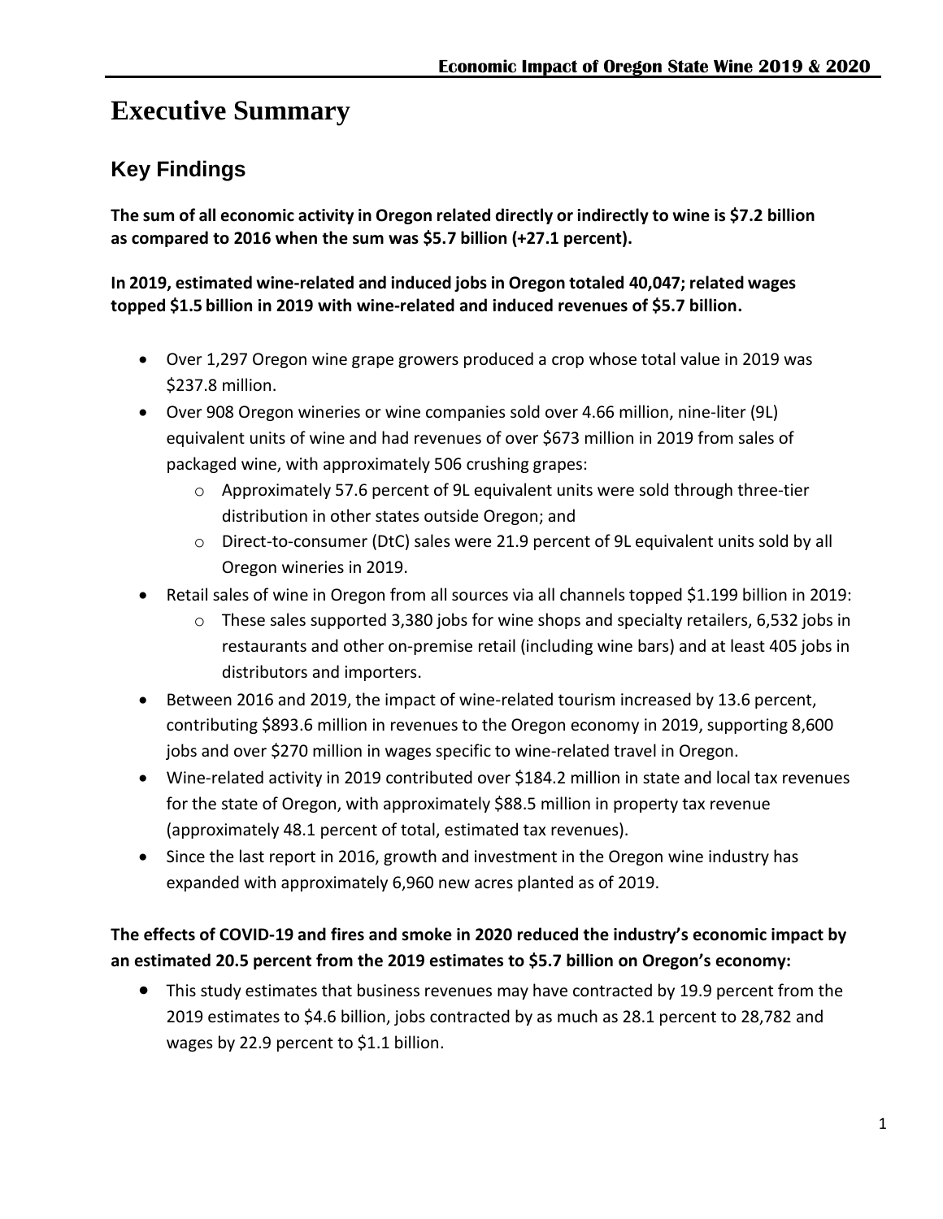# Executive Summary

## Key Findings

**The sum of all economic activity in Oregon related directly or indirectly to wine is $7.2 billion as compared to 2016 when the sum was $5.7 billion (+27.1 percent).**

**In 2019, estimated wine-related and induced jobs in Oregon totaled 40,047; related wages topped $1.5 billion in 2019 with wine-related and induced revenues of $5.7 billion.**

- Over 1,297 Oregon wine grape growers produced a crop whose total value in 2019 was $237.8 million.
- Over 908 Oregon wineries or wine companies sold over 4.66 million, nine-liter (9L) equivalent units of wine and had revenues of over $673 million in 2019 from sales of packaged wine, with approximately 506 crushing grapes:
  - Approximately 57.6 percent of 9L equivalent units were sold through three-tier distribution in other states outside Oregon; and
  - Direct-to-consumer (DtC) sales were 21.9 percent of 9L equivalent units sold by all Oregon wineries in 2019.
- Retail sales of wine in Oregon from all sources via all channels topped $1.199 billion in 2019:
  - These sales supported 3,380 jobs for wine shops and specialty retailers, 6,532 jobs in restaurants and other on-premise retail (including wine bars) and at least 405 jobs in distributors and importers.
- Between 2016 and 2019, the impact of wine-related tourism increased by 13.6 percent, contributing $893.6 million in revenues to the Oregon economy in 2019, supporting 8,600 jobs and over $270 million in wages specific to wine-related travel in Oregon.
- Wine-related activity in 2019 contributed over $184.2 million in state and local tax revenues for the state of Oregon, with approximately $88.5 million in property tax revenue (approximately 48.1 percent of total, estimated tax revenues).
- Since the last report in 2016, growth and investment in the Oregon wine industry has expanded with approximately 6,960 new acres planted as of 2019.

**The effects of COVID-19 and fires and smoke in 2020 reduced the industry's economic impact by an estimated 20.5 percent from the 2019 estimates to $5.7 billion on Oregon's economy:**

- This study estimates that business revenues may have contracted by 19.9 percent from the 2019 estimates to $4.6 billion, jobs contracted by as much as 28.1 percent to 28,782 and wages by 22.9 percent to $1.1 billion.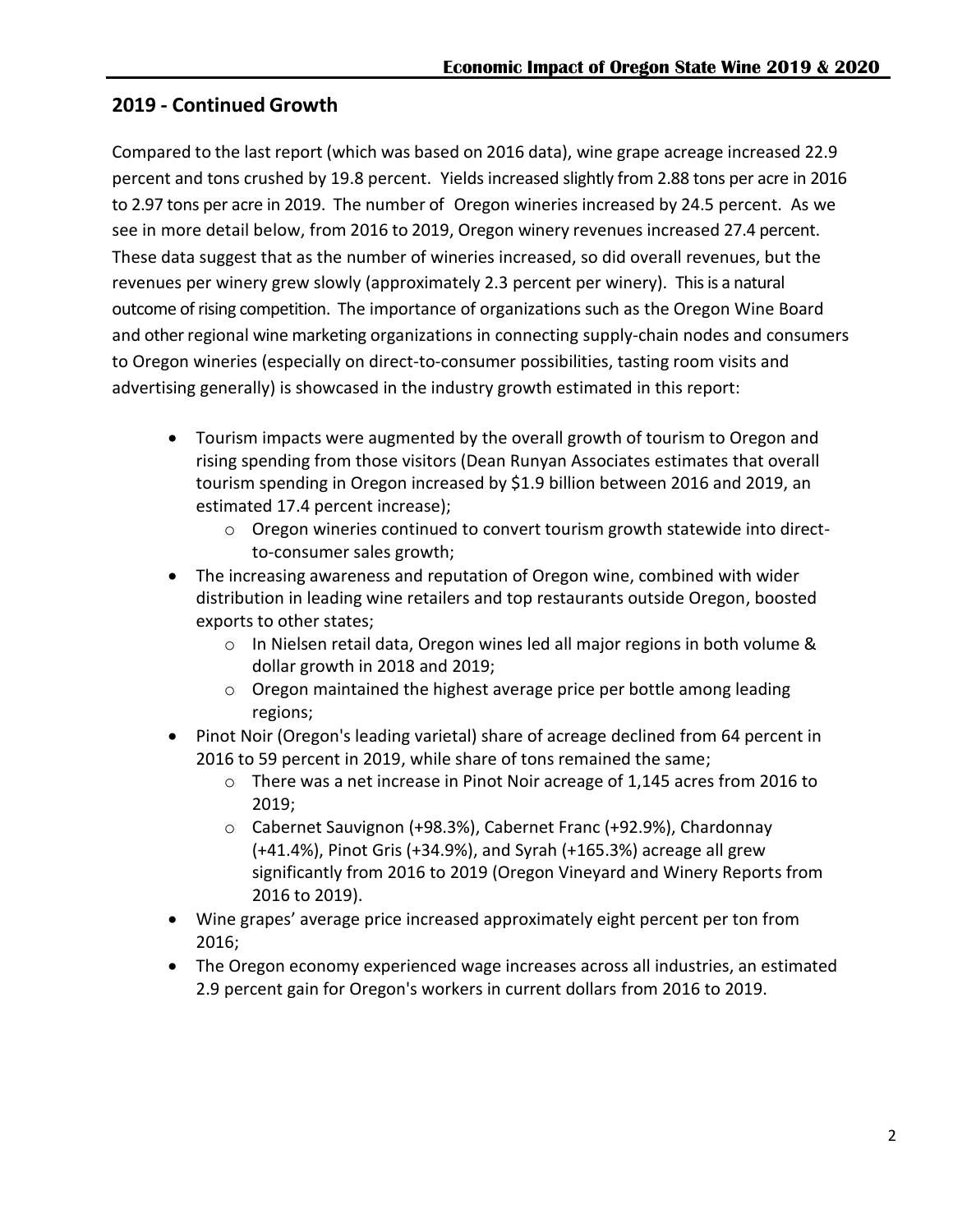## 2019 - Continued Growth

Compared to the last report (which was based on 2016 data), wine grape acreage increased 22.9 percent and tons crushed by 19.8 percent. Yields increased slightly from 2.88 tons per acre in 2016 to 2.97 tons per acre in 2019. The number of Oregon wineries increased by 24.5 percent. As we see in more detail below, from 2016 to 2019, Oregon winery revenues increased 27.4 percent. These data suggest that as the number of wineries increased, so did overall revenues, but the revenues per winery grew slowly (approximately 2.3 percent per winery). This is a natural outcome of rising competition. The importance of organizations such as the Oregon Wine Board and other regional wine marketing organizations in connecting supply-chain nodes and consumers to Oregon wineries (especially on direct-to-consumer possibilities, tasting room visits and advertising generally) is showcased in the industry growth estimated in this report:

- Tourism impacts were augmented by the overall growth of tourism to Oregon and rising spending from those visitors (Dean Runyan Associates estimates that overall tourism spending in Oregon increased by $1.9 billion between 2016 and 2019, an estimated 17.4 percent increase);
  - Oregon wineries continued to convert tourism growth statewide into direct-to-consumer sales growth;
- The increasing awareness and reputation of Oregon wine, combined with wider distribution in leading wine retailers and top restaurants outside Oregon, boosted exports to other states;
  - In Nielsen retail data, Oregon wines led all major regions in both volume & dollar growth in 2018 and 2019;
  - Oregon maintained the highest average price per bottle among leading regions;
- Pinot Noir (Oregon's leading varietal) share of acreage declined from 64 percent in 2016 to 59 percent in 2019, while share of tons remained the same;
  - There was a net increase in Pinot Noir acreage of 1,145 acres from 2016 to 2019;
  - Cabernet Sauvignon (+98.3%), Cabernet Franc (+92.9%), Chardonnay (+41.4%), Pinot Gris (+34.9%), and Syrah (+165.3%) acreage all grew significantly from 2016 to 2019 (Oregon Vineyard and Winery Reports from 2016 to 2019).
- Wine grapes' average price increased approximately eight percent per ton from 2016;
- The Oregon economy experienced wage increases across all industries, an estimated 2.9 percent gain for Oregon's workers in current dollars from 2016 to 2019.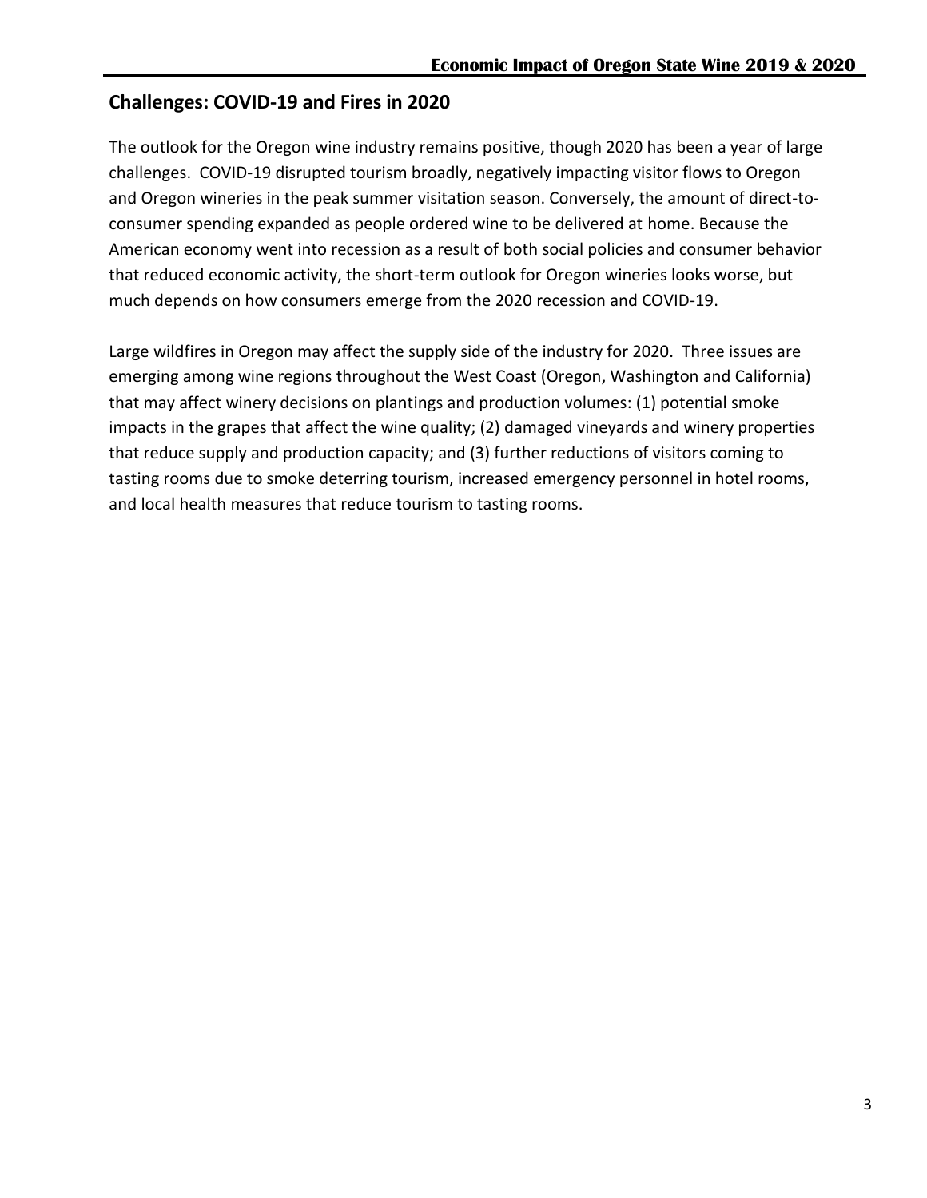## Challenges: COVID-19 and Fires in 2020

The outlook for the Oregon wine industry remains positive, though 2020 has been a year of large challenges. COVID-19 disrupted tourism broadly, negatively impacting visitor flows to Oregon and Oregon wineries in the peak summer visitation season. Conversely, the amount of direct-to-consumer spending expanded as people ordered wine to be delivered at home. Because the American economy went into recession as a result of both social policies and consumer behavior that reduced economic activity, the short-term outlook for Oregon wineries looks worse, but much depends on how consumers emerge from the 2020 recession and COVID-19.

Large wildfires in Oregon may affect the supply side of the industry for 2020. Three issues are emerging among wine regions throughout the West Coast (Oregon, Washington and California) that may affect winery decisions on plantings and production volumes: (1) potential smoke impacts in the grapes that affect the wine quality; (2) damaged vineyards and winery properties that reduce supply and production capacity; and (3) further reductions of visitors coming to tasting rooms due to smoke deterring tourism, increased emergency personnel in hotel rooms, and local health measures that reduce tourism to tasting rooms.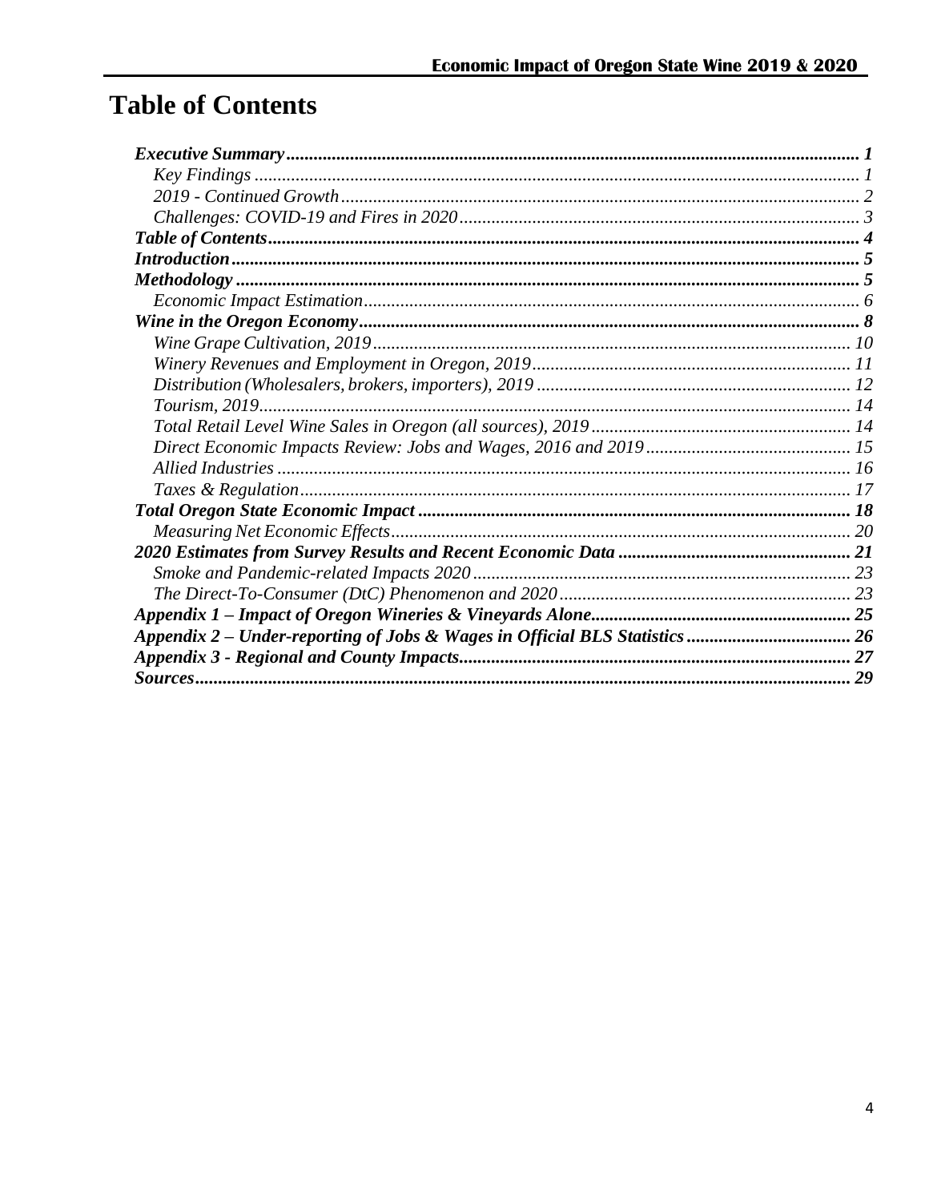# Table of Contents

*Executive Summary* ........ 1
- *Key Findings* ........ 1
- *2019 - Continued Growth* ........ 2
- *Challenges: COVID-19 and Fires in 2020* ........ 3

*Table of Contents* ........ 4

*Introduction* ........ 5

*Methodology* ........ 5
- *Economic Impact Estimation* ........ 6

*Wine in the Oregon Economy* ........ 8
- *Wine Grape Cultivation, 2019* ........ 10
- *Winery Revenues and Employment in Oregon, 2019* ........ 11
- *Distribution (Wholesalers, brokers, importers), 2019* ........ 12
- *Tourism, 2019* ........ 14
- *Total Retail Level Wine Sales in Oregon (all sources), 2019* ........ 14
- *Direct Economic Impacts Review: Jobs and Wages, 2016 and 2019* ........ 15
- *Allied Industries* ........ 16
- *Taxes & Regulation* ........ 17

*Total Oregon State Economic Impact* ........ 18
- *Measuring Net Economic Effects* ........ 20

*2020 Estimates from Survey Results and Recent Economic Data* ........ 21
- *Smoke and Pandemic-related Impacts 2020* ........ 23
- *The Direct-To-Consumer (DtC) Phenomenon and 2020* ........ 23

*Appendix 1 – Impact of Oregon Wineries & Vineyards Alone* ........ 25

*Appendix 2 – Under-reporting of Jobs & Wages in Official BLS Statistics* ........ 26

*Appendix 3 - Regional and County Impacts* ........ 27

*Sources* ........ 29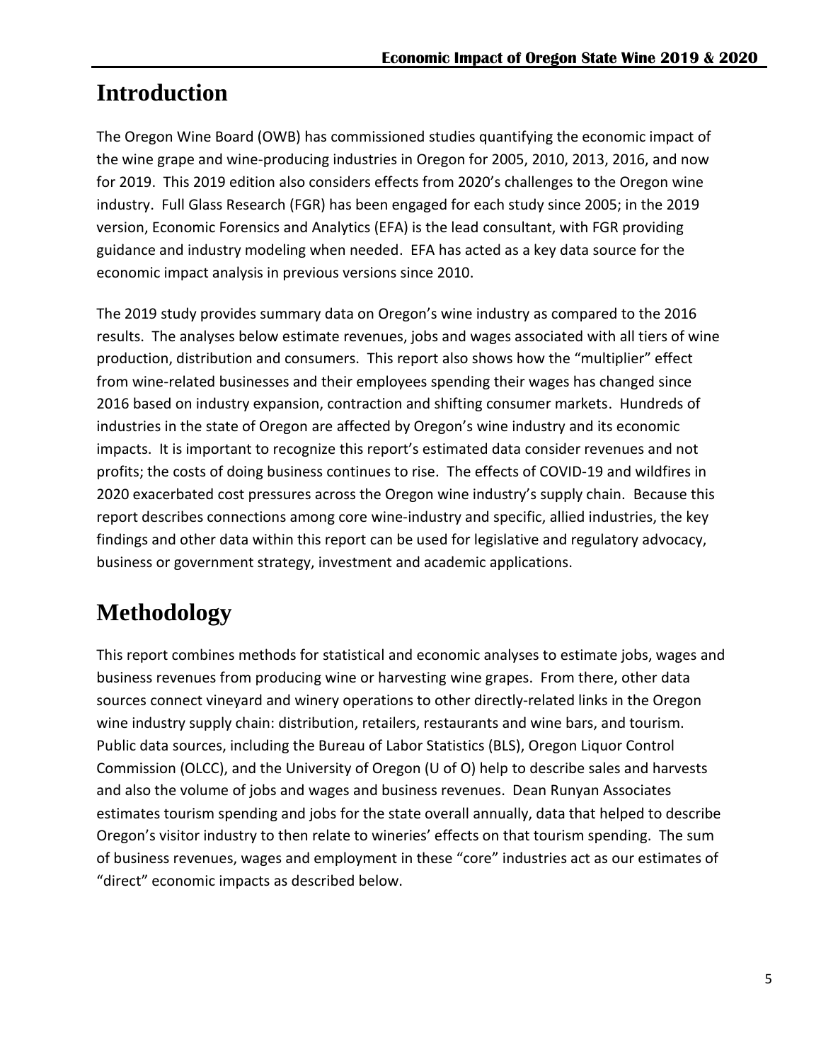# Introduction

The Oregon Wine Board (OWB) has commissioned studies quantifying the economic impact of the wine grape and wine-producing industries in Oregon for 2005, 2010, 2013, 2016, and now for 2019. This 2019 edition also considers effects from 2020's challenges to the Oregon wine industry. Full Glass Research (FGR) has been engaged for each study since 2005; in the 2019 version, Economic Forensics and Analytics (EFA) is the lead consultant, with FGR providing guidance and industry modeling when needed. EFA has acted as a key data source for the economic impact analysis in previous versions since 2010.

The 2019 study provides summary data on Oregon's wine industry as compared to the 2016 results. The analyses below estimate revenues, jobs and wages associated with all tiers of wine production, distribution and consumers. This report also shows how the "multiplier" effect from wine-related businesses and their employees spending their wages has changed since 2016 based on industry expansion, contraction and shifting consumer markets. Hundreds of industries in the state of Oregon are affected by Oregon's wine industry and its economic impacts. It is important to recognize this report's estimated data consider revenues and not profits; the costs of doing business continues to rise. The effects of COVID-19 and wildfires in 2020 exacerbated cost pressures across the Oregon wine industry's supply chain. Because this report describes connections among core wine-industry and specific, allied industries, the key findings and other data within this report can be used for legislative and regulatory advocacy, business or government strategy, investment and academic applications.

# Methodology

This report combines methods for statistical and economic analyses to estimate jobs, wages and business revenues from producing wine or harvesting wine grapes. From there, other data sources connect vineyard and winery operations to other directly-related links in the Oregon wine industry supply chain: distribution, retailers, restaurants and wine bars, and tourism. Public data sources, including the Bureau of Labor Statistics (BLS), Oregon Liquor Control Commission (OLCC), and the University of Oregon (U of O) help to describe sales and harvests and also the volume of jobs and wages and business revenues. Dean Runyan Associates estimates tourism spending and jobs for the state overall annually, data that helped to describe Oregon's visitor industry to then relate to wineries' effects on that tourism spending. The sum of business revenues, wages and employment in these "core" industries act as our estimates of "direct" economic impacts as described below.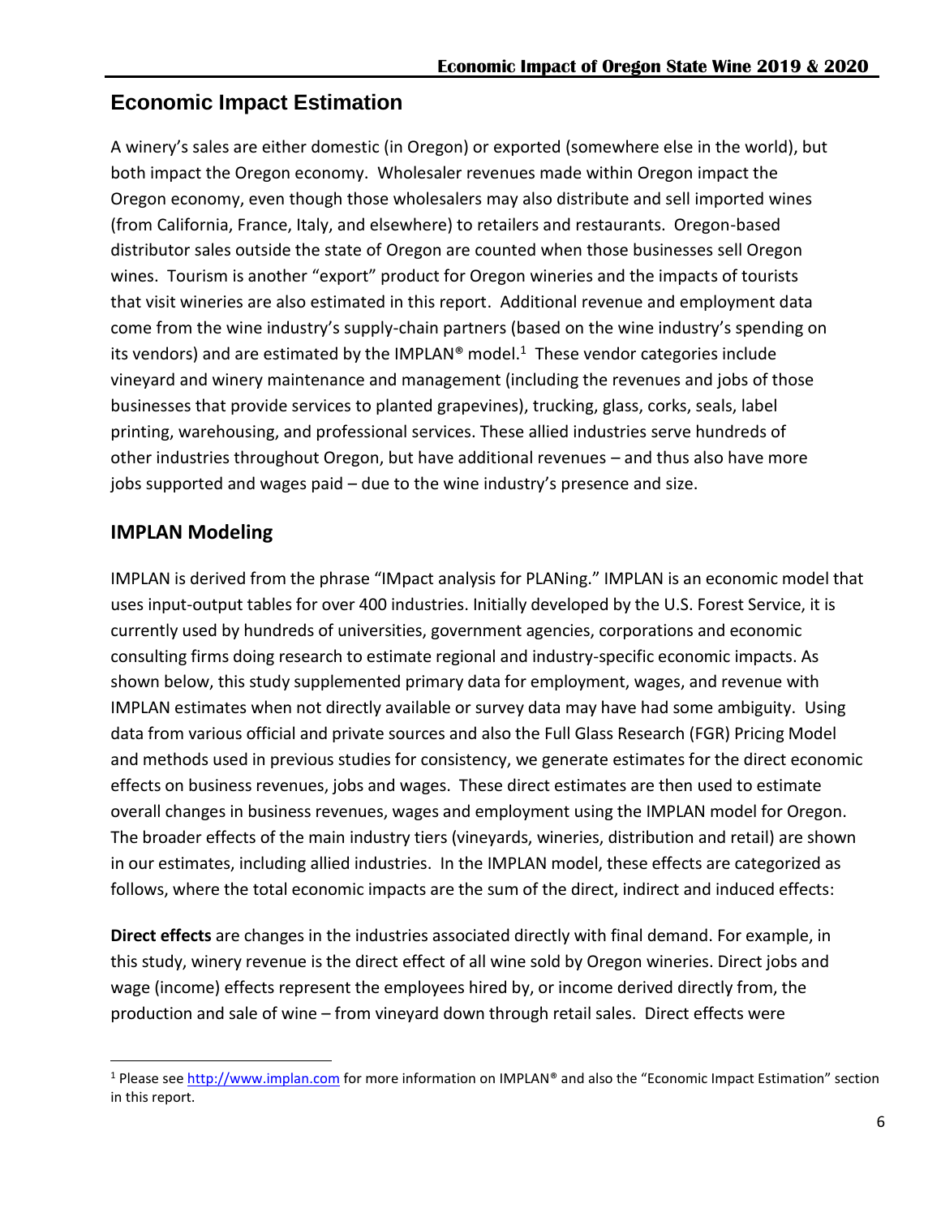## Economic Impact Estimation

A winery's sales are either domestic (in Oregon) or exported (somewhere else in the world), but both impact the Oregon economy. Wholesaler revenues made within Oregon impact the Oregon economy, even though those wholesalers may also distribute and sell imported wines (from California, France, Italy, and elsewhere) to retailers and restaurants. Oregon-based distributor sales outside the state of Oregon are counted when those businesses sell Oregon wines. Tourism is another "export" product for Oregon wineries and the impacts of tourists that visit wineries are also estimated in this report. Additional revenue and employment data come from the wine industry's supply-chain partners (based on the wine industry's spending on its vendors) and are estimated by the IMPLAN® model.[1] These vendor categories include vineyard and winery maintenance and management (including the revenues and jobs of those businesses that provide services to planted grapevines), trucking, glass, corks, seals, label printing, warehousing, and professional services. These allied industries serve hundreds of other industries throughout Oregon, but have additional revenues – and thus also have more jobs supported and wages paid – due to the wine industry's presence and size.

### IMPLAN Modeling

IMPLAN is derived from the phrase "IMpact analysis for PLANing." IMPLAN is an economic model that uses input-output tables for over 400 industries. Initially developed by the U.S. Forest Service, it is currently used by hundreds of universities, government agencies, corporations and economic consulting firms doing research to estimate regional and industry-specific economic impacts. As shown below, this study supplemented primary data for employment, wages, and revenue with IMPLAN estimates when not directly available or survey data may have had some ambiguity. Using data from various official and private sources and also the Full Glass Research (FGR) Pricing Model and methods used in previous studies for consistency, we generate estimates for the direct economic effects on business revenues, jobs and wages. These direct estimates are then used to estimate overall changes in business revenues, wages and employment using the IMPLAN model for Oregon. The broader effects of the main industry tiers (vineyards, wineries, distribution and retail) are shown in our estimates, including allied industries. In the IMPLAN model, these effects are categorized as follows, where the total economic impacts are the sum of the direct, indirect and induced effects:

**Direct effects** are changes in the industries associated directly with final demand. For example, in this study, winery revenue is the direct effect of all wine sold by Oregon wineries. Direct jobs and wage (income) effects represent the employees hired by, or income derived directly from, the production and sale of wine – from vineyard down through retail sales. Direct effects were

[1] Please see http://www.implan.com for more information on IMPLAN® and also the "Economic Impact Estimation" section in this report.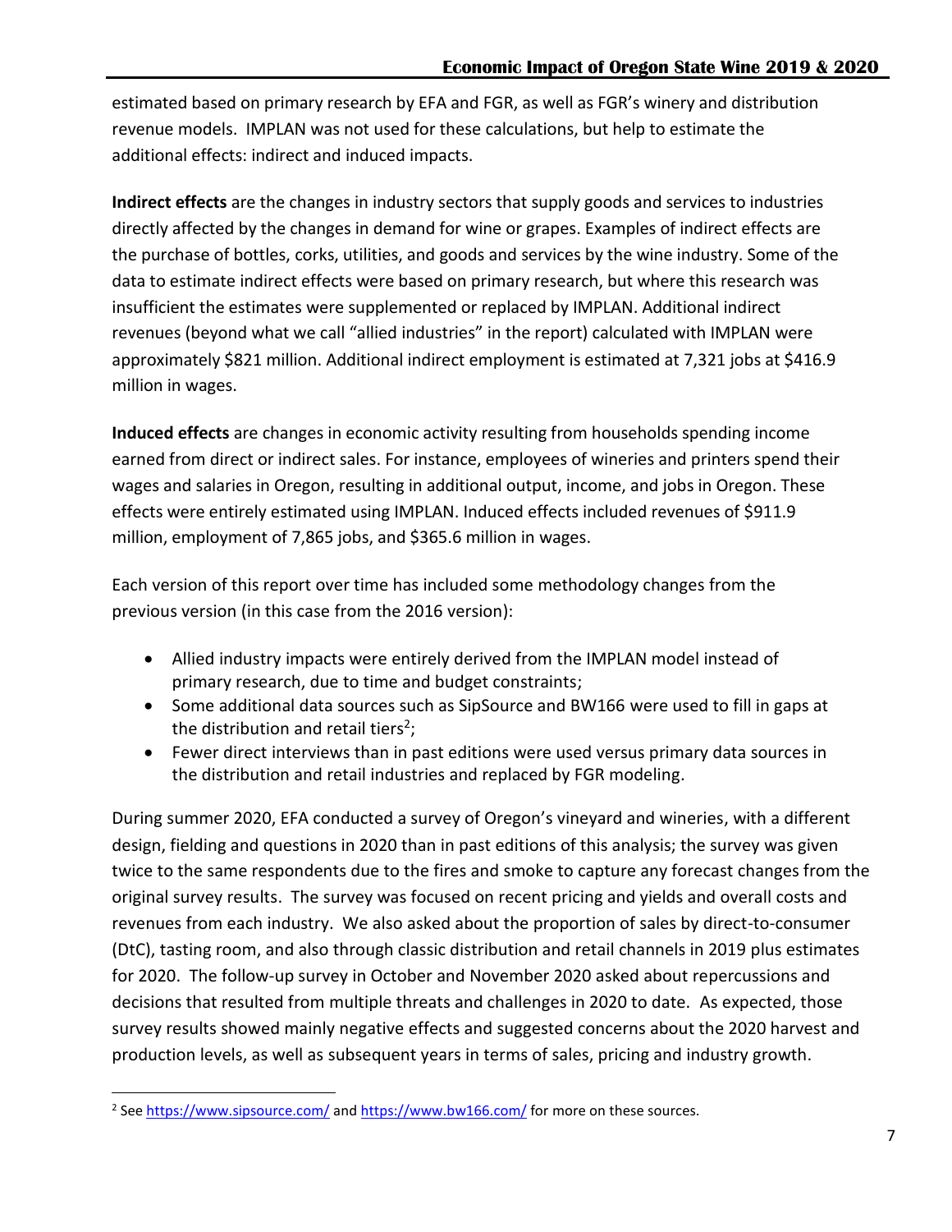estimated based on primary research by EFA and FGR, as well as FGR's winery and distribution revenue models. IMPLAN was not used for these calculations, but help to estimate the additional effects: indirect and induced impacts.

**Indirect effects** are the changes in industry sectors that supply goods and services to industries directly affected by the changes in demand for wine or grapes. Examples of indirect effects are the purchase of bottles, corks, utilities, and goods and services by the wine industry. Some of the data to estimate indirect effects were based on primary research, but where this research was insufficient the estimates were supplemented or replaced by IMPLAN. Additional indirect revenues (beyond what we call "allied industries" in the report) calculated with IMPLAN were approximately $821 million. Additional indirect employment is estimated at 7,321 jobs at $416.9 million in wages.

**Induced effects** are changes in economic activity resulting from households spending income earned from direct or indirect sales. For instance, employees of wineries and printers spend their wages and salaries in Oregon, resulting in additional output, income, and jobs in Oregon. These effects were entirely estimated using IMPLAN. Induced effects included revenues of $911.9 million, employment of 7,865 jobs, and $365.6 million in wages.

Each version of this report over time has included some methodology changes from the previous version (in this case from the 2016 version):

- Allied industry impacts were entirely derived from the IMPLAN model instead of primary research, due to time and budget constraints;
- Some additional data sources such as SipSource and BW166 were used to fill in gaps at the distribution and retail tiers[2];
- Fewer direct interviews than in past editions were used versus primary data sources in the distribution and retail industries and replaced by FGR modeling.

During summer 2020, EFA conducted a survey of Oregon's vineyard and wineries, with a different design, fielding and questions in 2020 than in past editions of this analysis; the survey was given twice to the same respondents due to the fires and smoke to capture any forecast changes from the original survey results. The survey was focused on recent pricing and yields and overall costs and revenues from each industry. We also asked about the proportion of sales by direct-to-consumer (DtC), tasting room, and also through classic distribution and retail channels in 2019 plus estimates for 2020. The follow-up survey in October and November 2020 asked about repercussions and decisions that resulted from multiple threats and challenges in 2020 to date. As expected, those survey results showed mainly negative effects and suggested concerns about the 2020 harvest and production levels, as well as subsequent years in terms of sales, pricing and industry growth.

---

[2] See https://www.sipsource.com/ and https://www.bw166.com/ for more on these sources.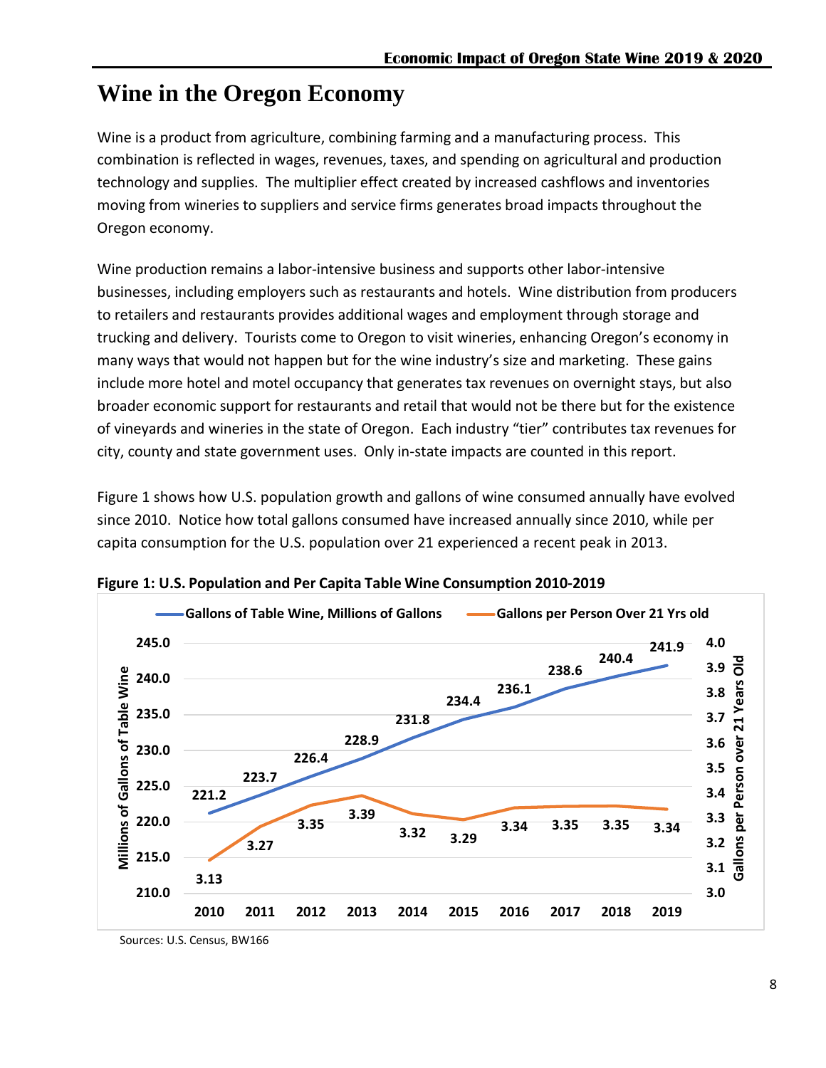# Wine in the Oregon Economy

Wine is a product from agriculture, combining farming and a manufacturing process. This combination is reflected in wages, revenues, taxes, and spending on agricultural and production technology and supplies. The multiplier effect created by increased cashflows and inventories moving from wineries to suppliers and service firms generates broad impacts throughout the Oregon economy.

Wine production remains a labor-intensive business and supports other labor-intensive businesses, including employers such as restaurants and hotels. Wine distribution from producers to retailers and restaurants provides additional wages and employment through storage and trucking and delivery. Tourists come to Oregon to visit wineries, enhancing Oregon's economy in many ways that would not happen but for the wine industry's size and marketing. These gains include more hotel and motel occupancy that generates tax revenues on overnight stays, but also broader economic support for restaurants and retail that would not be there but for the existence of vineyards and wineries in the state of Oregon. Each industry "tier" contributes tax revenues for city, county and state government uses. Only in-state impacts are counted in this report.

Figure 1 shows how U.S. population growth and gallons of wine consumed annually have evolved since 2010. Notice how total gallons consumed have increased annually since 2010, while per capita consumption for the U.S. population over 21 experienced a recent peak in 2013.

**Figure 1: U.S. Population and Per Capita Table Wine Consumption 2010-2019**

| Year | Gallons of Table Wine, Millions of Gallons | Gallons per Person Over 21 Yrs old |
|---|---|---|
| 2010 | 221.2 | 3.13 |
| 2011 | 223.7 | 3.27 |
| 2012 | 226.4 | 3.35 |
| 2013 | 228.9 | 3.39 |
| 2014 | 231.8 | 3.32 |
| 2015 | 234.4 | 3.29 |
| 2016 | 236.1 | 3.34 |
| 2017 | 238.6 | 3.35 |
| 2018 | 240.4 | 3.35 |
| 2019 | 241.9 | 3.34 |

Sources: U.S. Census, BW166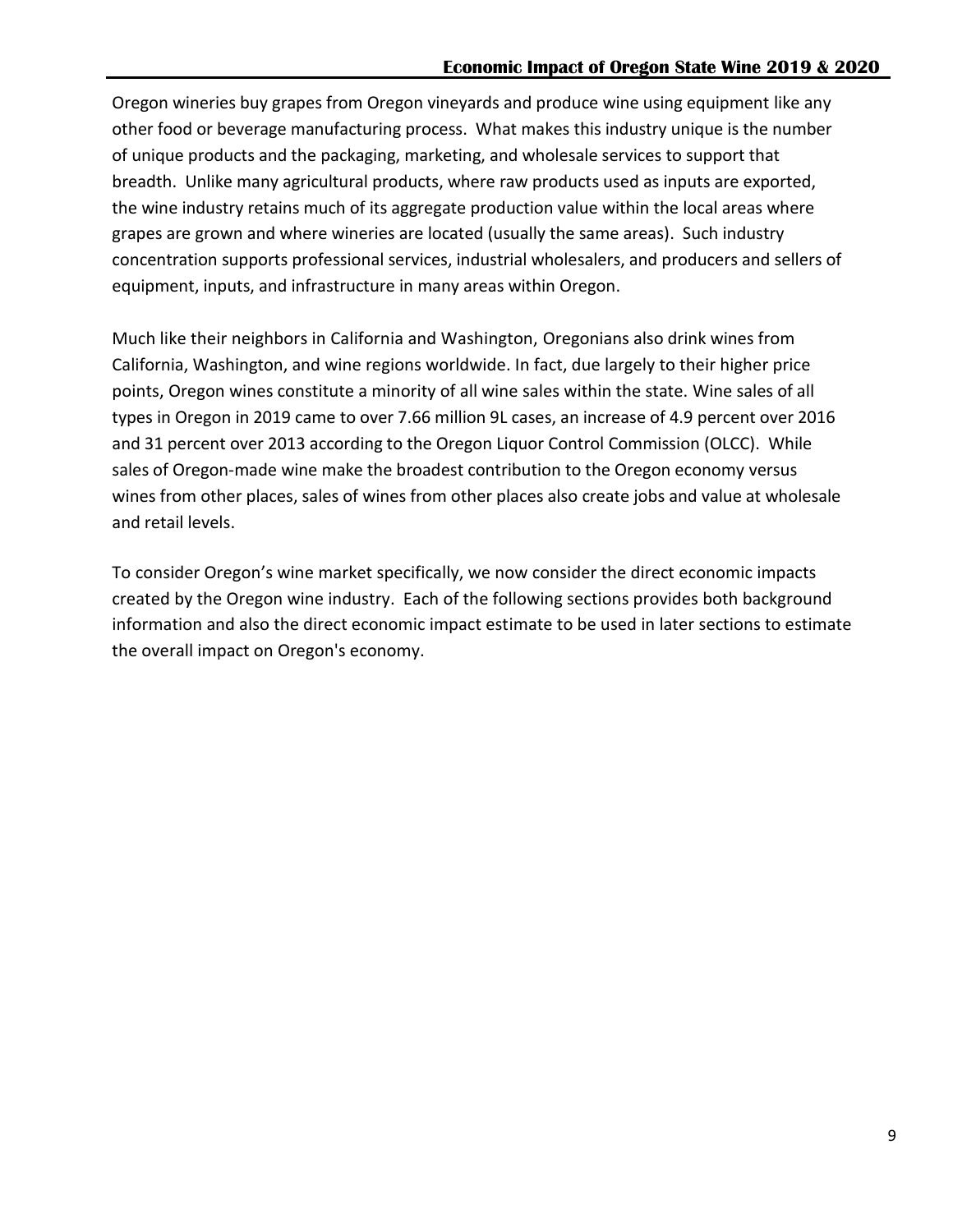Oregon wineries buy grapes from Oregon vineyards and produce wine using equipment like any other food or beverage manufacturing process. What makes this industry unique is the number of unique products and the packaging, marketing, and wholesale services to support that breadth. Unlike many agricultural products, where raw products used as inputs are exported, the wine industry retains much of its aggregate production value within the local areas where grapes are grown and where wineries are located (usually the same areas). Such industry concentration supports professional services, industrial wholesalers, and producers and sellers of equipment, inputs, and infrastructure in many areas within Oregon.

Much like their neighbors in California and Washington, Oregonians also drink wines from California, Washington, and wine regions worldwide. In fact, due largely to their higher price points, Oregon wines constitute a minority of all wine sales within the state. Wine sales of all types in Oregon in 2019 came to over 7.66 million 9L cases, an increase of 4.9 percent over 2016 and 31 percent over 2013 according to the Oregon Liquor Control Commission (OLCC). While sales of Oregon-made wine make the broadest contribution to the Oregon economy versus wines from other places, sales of wines from other places also create jobs and value at wholesale and retail levels.

To consider Oregon's wine market specifically, we now consider the direct economic impacts created by the Oregon wine industry. Each of the following sections provides both background information and also the direct economic impact estimate to be used in later sections to estimate the overall impact on Oregon's economy.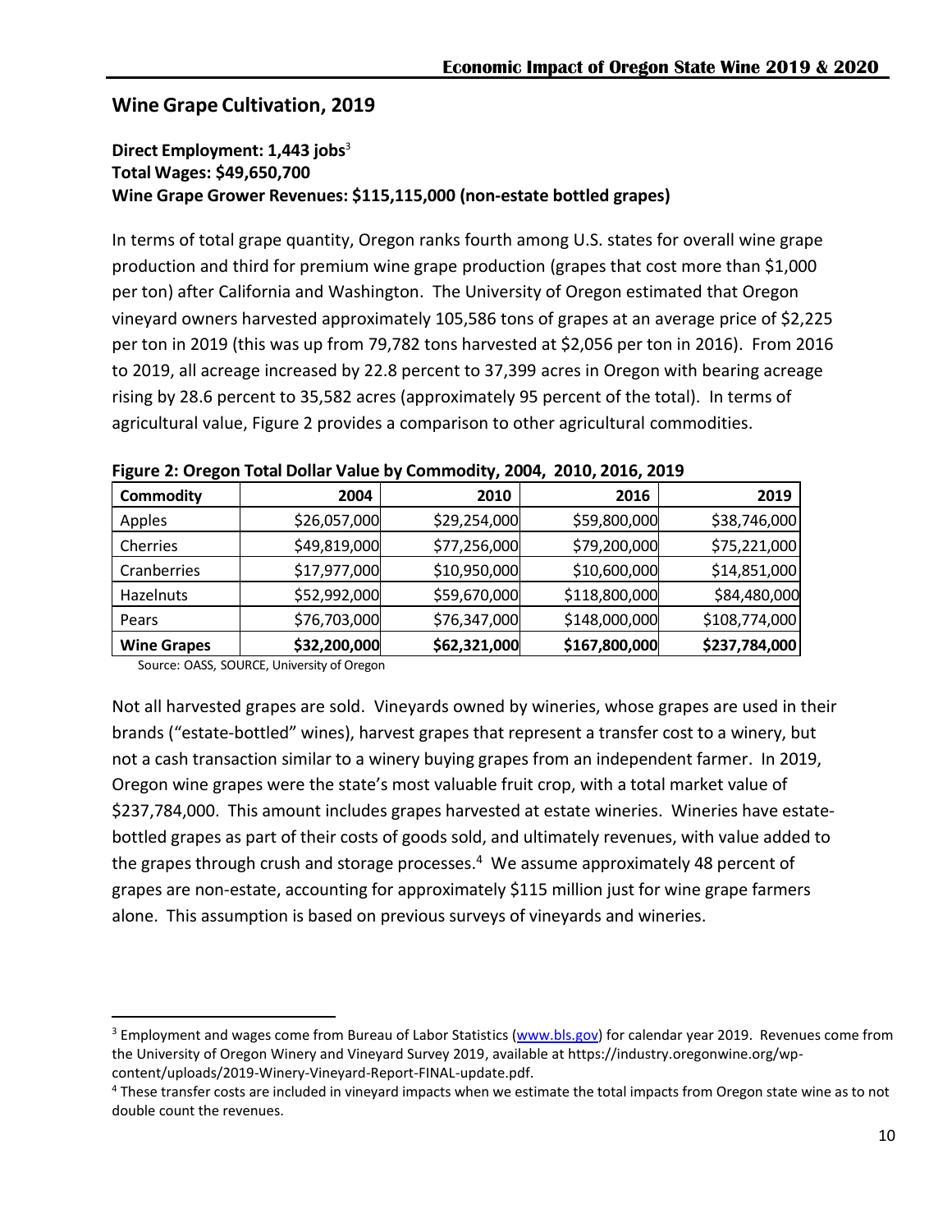## Wine Grape Cultivation, 2019

**Direct Employment: 1,443 jobs**[3]
**Total Wages: $49,650,700**
**Wine Grape Grower Revenues: $115,115,000 (non-estate bottled grapes)**

In terms of total grape quantity, Oregon ranks fourth among U.S. states for overall wine grape production and third for premium wine grape production (grapes that cost more than $1,000 per ton) after California and Washington. The University of Oregon estimated that Oregon vineyard owners harvested approximately 105,586 tons of grapes at an average price of $2,225 per ton in 2019 (this was up from 79,782 tons harvested at $2,056 per ton in 2016). From 2016 to 2019, all acreage increased by 22.8 percent to 37,399 acres in Oregon with bearing acreage rising by 28.6 percent to 35,582 acres (approximately 95 percent of the total). In terms of agricultural value, Figure 2 provides a comparison to other agricultural commodities.

**Figure 2: Oregon Total Dollar Value by Commodity, 2004, 2010, 2016, 2019**

| Commodity | 2004 | 2010 | 2016 | 2019 |
|---|---|---|---|---|
| Apples | $26,057,000 | $29,254,000 | $59,800,000 | $38,746,000 |
| Cherries | $49,819,000 | $77,256,000 | $79,200,000 | $75,221,000 |
| Cranberries | $17,977,000 | $10,950,000 | $10,600,000 | $14,851,000 |
| Hazelnuts | $52,992,000 | $59,670,000 | $118,800,000 | $84,480,000 |
| Pears | $76,703,000 | $76,347,000 | $148,000,000 | $108,774,000 |
| **Wine Grapes** | **$32,200,000** | **$62,321,000** | **$167,800,000** | **$237,784,000** |

Source: OASS, SOURCE, University of Oregon

Not all harvested grapes are sold. Vineyards owned by wineries, whose grapes are used in their brands ("estate-bottled" wines), harvest grapes that represent a transfer cost to a winery, but not a cash transaction similar to a winery buying grapes from an independent farmer. In 2019, Oregon wine grapes were the state's most valuable fruit crop, with a total market value of $237,784,000. This amount includes grapes harvested at estate wineries. Wineries have estate-bottled grapes as part of their costs of goods sold, and ultimately revenues, with value added to the grapes through crush and storage processes.[4] We assume approximately 48 percent of grapes are non-estate, accounting for approximately $115 million just for wine grape farmers alone. This assumption is based on previous surveys of vineyards and wineries.

---

[3] Employment and wages come from Bureau of Labor Statistics (www.bls.gov) for calendar year 2019. Revenues come from the University of Oregon Winery and Vineyard Survey 2019, available at https://industry.oregonwine.org/wp-content/uploads/2019-Winery-Vineyard-Report-FINAL-update.pdf.

[4] These transfer costs are included in vineyard impacts when we estimate the total impacts from Oregon state wine as to not double count the revenues.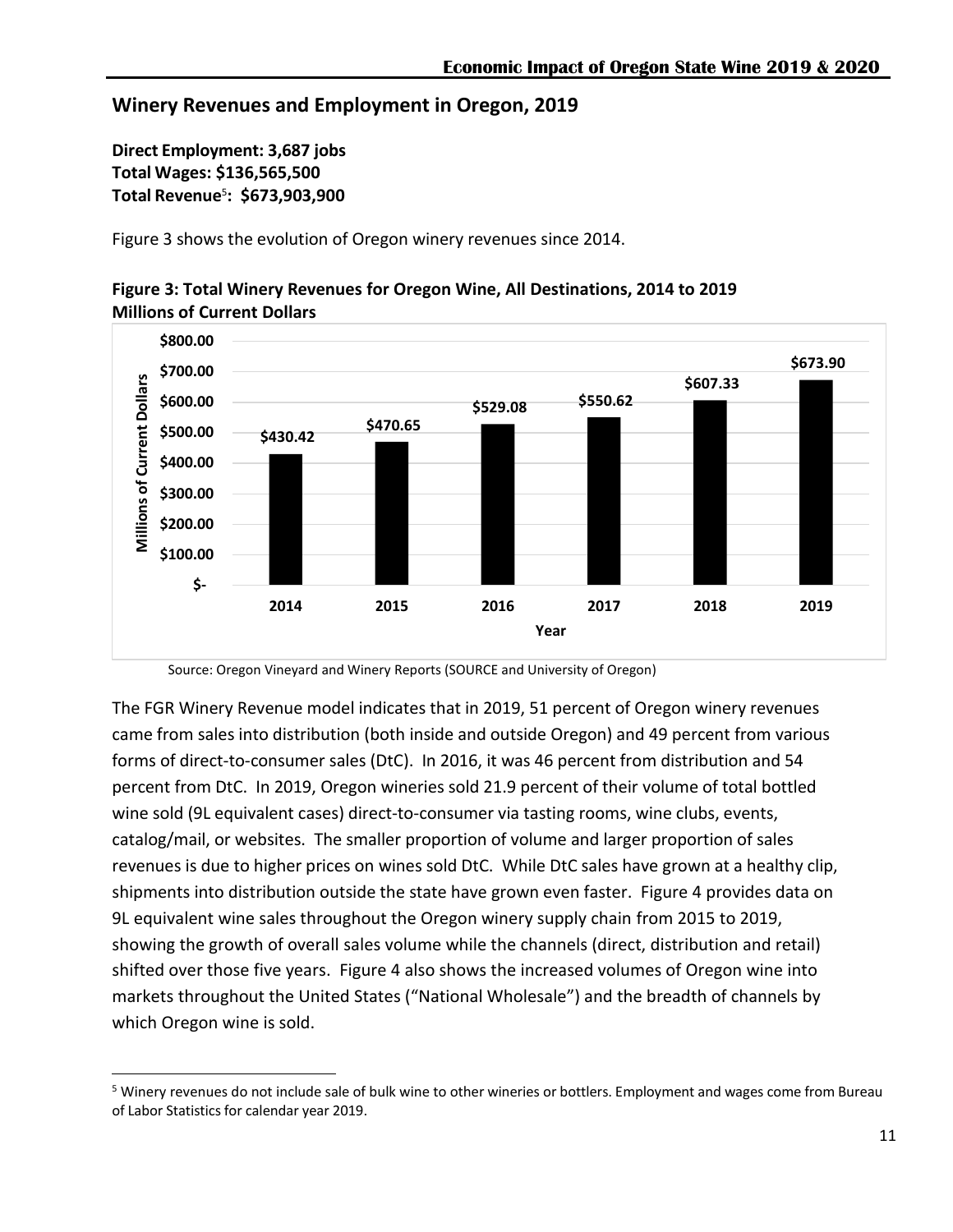## Winery Revenues and Employment in Oregon, 2019

**Direct Employment: 3,687 jobs**
**Total Wages: $136,565,500**
**Total Revenue[5]: $673,903,900**

Figure 3 shows the evolution of Oregon winery revenues since 2014.

**Figure 3: Total Winery Revenues for Oregon Wine, All Destinations, 2014 to 2019**
**Millions of Current Dollars**

| Year | Millions of Current Dollars |
|---|---|
| 2014 | $430.42 |
| 2015 | $470.65 |
| 2016 | $529.08 |
| 2017 | $550.62 |
| 2018 | $607.33 |
| 2019 | $673.90 |

Source: Oregon Vineyard and Winery Reports (SOURCE and University of Oregon)

The FGR Winery Revenue model indicates that in 2019, 51 percent of Oregon winery revenues came from sales into distribution (both inside and outside Oregon) and 49 percent from various forms of direct-to-consumer sales (DtC). In 2016, it was 46 percent from distribution and 54 percent from DtC. In 2019, Oregon wineries sold 21.9 percent of their volume of total bottled wine sold (9L equivalent cases) direct-to-consumer via tasting rooms, wine clubs, events, catalog/mail, or websites. The smaller proportion of volume and larger proportion of sales revenues is due to higher prices on wines sold DtC. While DtC sales have grown at a healthy clip, shipments into distribution outside the state have grown even faster. Figure 4 provides data on 9L equivalent wine sales throughout the Oregon winery supply chain from 2015 to 2019, showing the growth of overall sales volume while the channels (direct, distribution and retail) shifted over those five years. Figure 4 also shows the increased volumes of Oregon wine into markets throughout the United States ("National Wholesale") and the breadth of channels by which Oregon wine is sold.

[5] Winery revenues do not include sale of bulk wine to other wineries or bottlers. Employment and wages come from Bureau of Labor Statistics for calendar year 2019.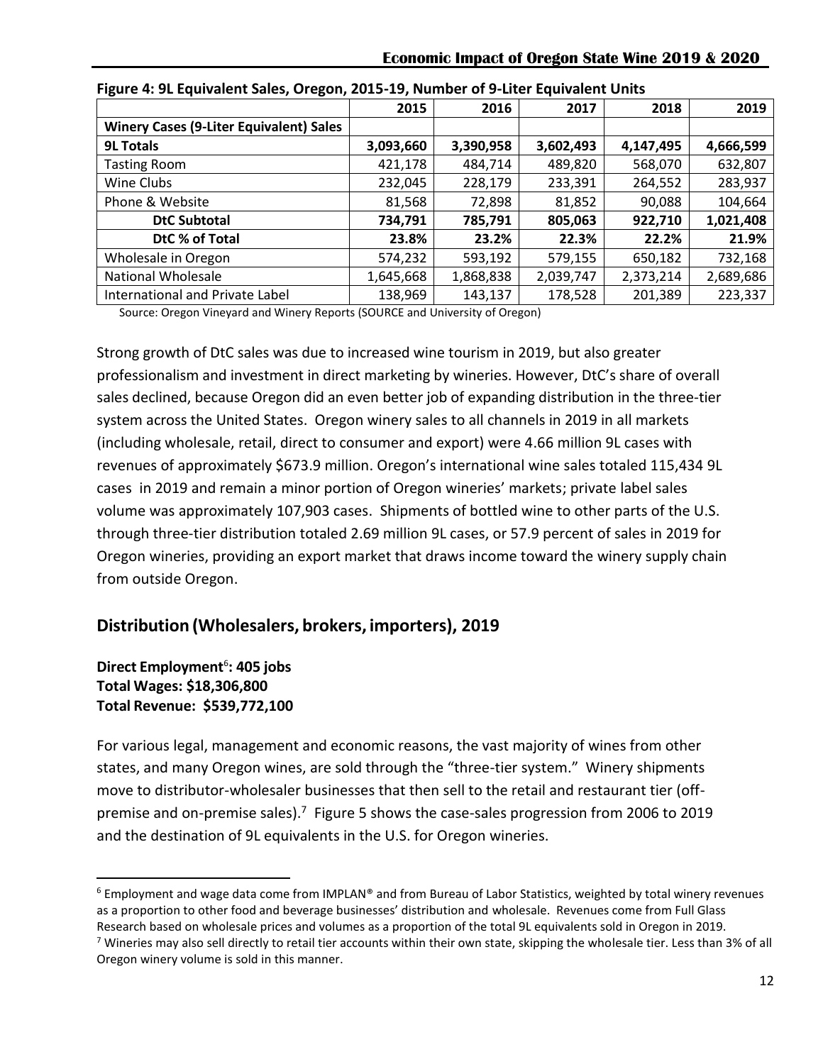**Figure 4: 9L Equivalent Sales, Oregon, 2015-19, Number of 9-Liter Equivalent Units**

| | 2015 | 2016 | 2017 | 2018 | 2019 |
|---|---|---|---|---|---|
| **Winery Cases (9-Liter Equivalent) Sales** | | | | | |
| **9L Totals** | **3,093,660** | **3,390,958** | **3,602,493** | **4,147,495** | **4,666,599** |
| Tasting Room | 421,178 | 484,714 | 489,820 | 568,070 | 632,807 |
| Wine Clubs | 232,045 | 228,179 | 233,391 | 264,552 | 283,937 |
| Phone & Website | 81,568 | 72,898 | 81,852 | 90,088 | 104,664 |
| **DtC Subtotal** | **734,791** | **785,791** | **805,063** | **922,710** | **1,021,408** |
| **DtC % of Total** | **23.8%** | **23.2%** | **22.3%** | **22.2%** | **21.9%** |
| Wholesale in Oregon | 574,232 | 593,192 | 579,155 | 650,182 | 732,168 |
| National Wholesale | 1,645,668 | 1,868,838 | 2,039,747 | 2,373,214 | 2,689,686 |
| International and Private Label | 138,969 | 143,137 | 178,528 | 201,389 | 223,337 |

Source: Oregon Vineyard and Winery Reports (SOURCE and University of Oregon)

Strong growth of DtC sales was due to increased wine tourism in 2019, but also greater professionalism and investment in direct marketing by wineries. However, DtC's share of overall sales declined, because Oregon did an even better job of expanding distribution in the three-tier system across the United States. Oregon winery sales to all channels in 2019 in all markets (including wholesale, retail, direct to consumer and export) were 4.66 million 9L cases with revenues of approximately $673.9 million. Oregon's international wine sales totaled 115,434 9L cases in 2019 and remain a minor portion of Oregon wineries' markets; private label sales volume was approximately 107,903 cases. Shipments of bottled wine to other parts of the U.S. through three-tier distribution totaled 2.69 million 9L cases, or 57.9 percent of sales in 2019 for Oregon wineries, providing an export market that draws income toward the winery supply chain from outside Oregon.

## Distribution (Wholesalers, brokers, importers), 2019

**Direct Employment[6]: 405 jobs**
**Total Wages: $18,306,800**
**Total Revenue: $539,772,100**

For various legal, management and economic reasons, the vast majority of wines from other states, and many Oregon wines, are sold through the "three-tier system." Winery shipments move to distributor-wholesaler businesses that then sell to the retail and restaurant tier (off-premise and on-premise sales).[7] Figure 5 shows the case-sales progression from 2006 to 2019 and the destination of 9L equivalents in the U.S. for Oregon wineries.

[6] Employment and wage data come from IMPLAN® and from Bureau of Labor Statistics, weighted by total winery revenues as a proportion to other food and beverage businesses' distribution and wholesale. Revenues come from Full Glass Research based on wholesale prices and volumes as a proportion of the total 9L equivalents sold in Oregon in 2019.

[7] Wineries may also sell directly to retail tier accounts within their own state, skipping the wholesale tier. Less than 3% of all Oregon winery volume is sold in this manner.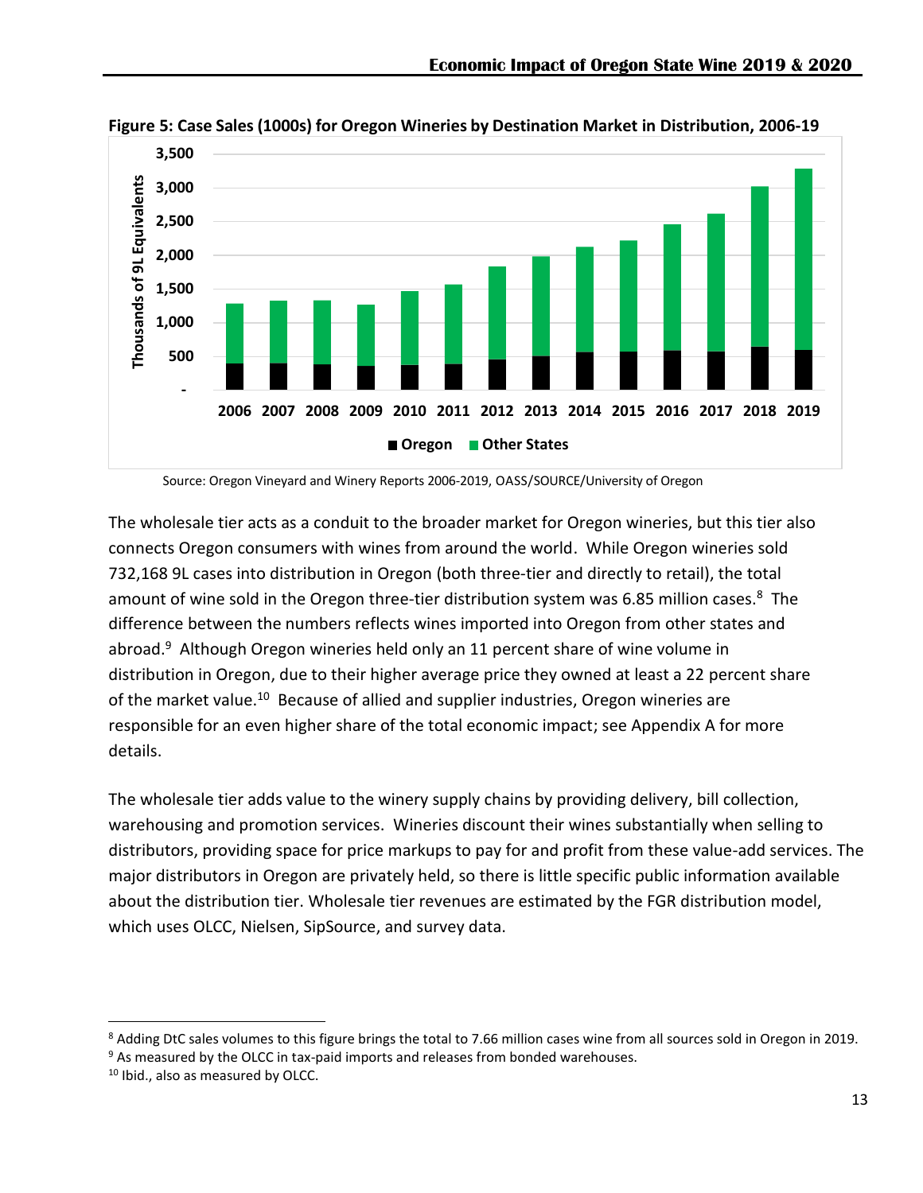**Figure 5: Case Sales (1000s) for Oregon Wineries by Destination Market in Distribution, 2006-19**

Source: Oregon Vineyard and Winery Reports 2006-2019, OASS/SOURCE/University of Oregon

The wholesale tier acts as a conduit to the broader market for Oregon wineries, but this tier also connects Oregon consumers with wines from around the world. While Oregon wineries sold 732,168 9L cases into distribution in Oregon (both three-tier and directly to retail), the total amount of wine sold in the Oregon three-tier distribution system was 6.85 million cases.[8] The difference between the numbers reflects wines imported into Oregon from other states and abroad.[9] Although Oregon wineries held only an 11 percent share of wine volume in distribution in Oregon, due to their higher average price they owned at least a 22 percent share of the market value.[10] Because of allied and supplier industries, Oregon wineries are responsible for an even higher share of the total economic impact; see Appendix A for more details.

The wholesale tier adds value to the winery supply chains by providing delivery, bill collection, warehousing and promotion services. Wineries discount their wines substantially when selling to distributors, providing space for price markups to pay for and profit from these value-add services. The major distributors in Oregon are privately held, so there is little specific public information available about the distribution tier. Wholesale tier revenues are estimated by the FGR distribution model, which uses OLCC, Nielsen, SipSource, and survey data.

[8] Adding DtC sales volumes to this figure brings the total to 7.66 million cases wine from all sources sold in Oregon in 2019.

[9] As measured by the OLCC in tax-paid imports and releases from bonded warehouses.

[10] Ibid., also as measured by OLCC.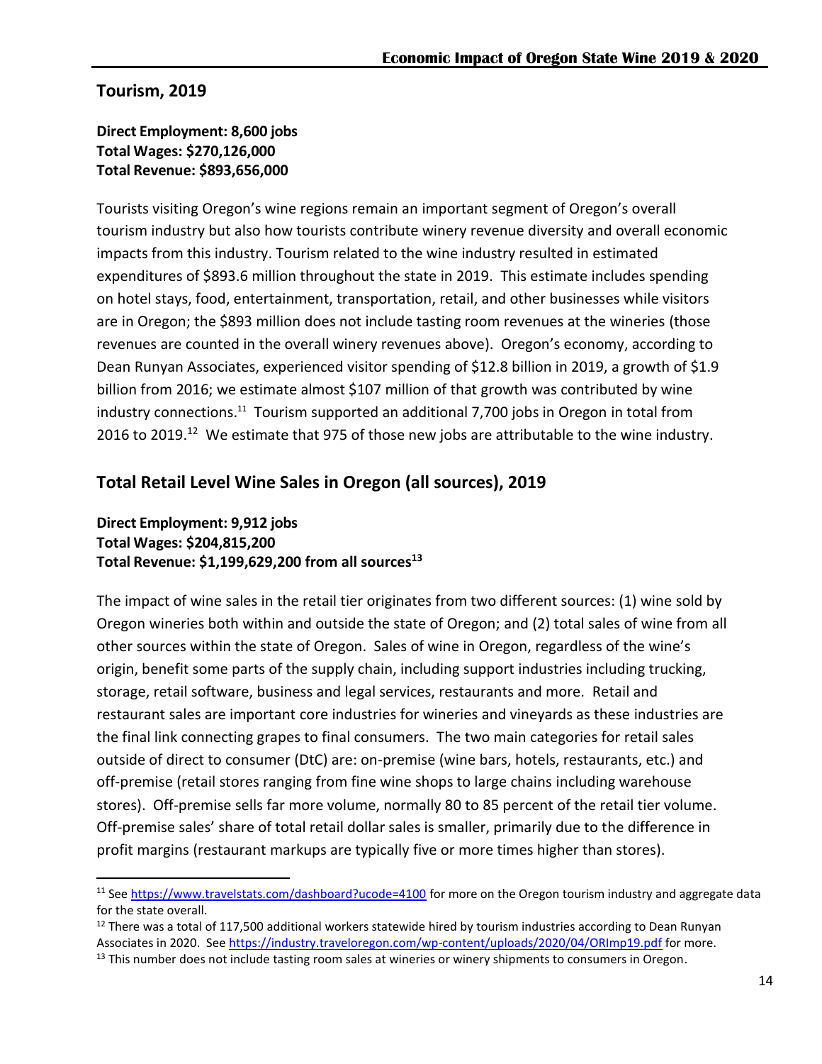## Tourism, 2019

**Direct Employment: 8,600 jobs**
**Total Wages: $270,126,000**
**Total Revenue: $893,656,000**

Tourists visiting Oregon's wine regions remain an important segment of Oregon's overall tourism industry but also how tourists contribute winery revenue diversity and overall economic impacts from this industry. Tourism related to the wine industry resulted in estimated expenditures of $893.6 million throughout the state in 2019. This estimate includes spending on hotel stays, food, entertainment, transportation, retail, and other businesses while visitors are in Oregon; the $893 million does not include tasting room revenues at the wineries (those revenues are counted in the overall winery revenues above). Oregon's economy, according to Dean Runyan Associates, experienced visitor spending of $12.8 billion in 2019, a growth of $1.9 billion from 2016; we estimate almost $107 million of that growth was contributed by wine industry connections.[11] Tourism supported an additional 7,700 jobs in Oregon in total from 2016 to 2019.[12] We estimate that 975 of those new jobs are attributable to the wine industry.

## Total Retail Level Wine Sales in Oregon (all sources), 2019

**Direct Employment: 9,912 jobs**
**Total Wages: $204,815,200**
**Total Revenue: $1,199,629,200 from all sources[13]**

The impact of wine sales in the retail tier originates from two different sources: (1) wine sold by Oregon wineries both within and outside the state of Oregon; and (2) total sales of wine from all other sources within the state of Oregon. Sales of wine in Oregon, regardless of the wine's origin, benefit some parts of the supply chain, including support industries including trucking, storage, retail software, business and legal services, restaurants and more. Retail and restaurant sales are important core industries for wineries and vineyards as these industries are the final link connecting grapes to final consumers. The two main categories for retail sales outside of direct to consumer (DtC) are: on-premise (wine bars, hotels, restaurants, etc.) and off-premise (retail stores ranging from fine wine shops to large chains including warehouse stores). Off-premise sells far more volume, normally 80 to 85 percent of the retail tier volume. Off-premise sales' share of total retail dollar sales is smaller, primarily due to the difference in profit margins (restaurant markups are typically five or more times higher than stores).

---

[11] See https://www.travelstats.com/dashboard?ucode=4100 for more on the Oregon tourism industry and aggregate data for the state overall.

[12] There was a total of 117,500 additional workers statewide hired by tourism industries according to Dean Runyan Associates in 2020. See https://industry.traveloregon.com/wp-content/uploads/2020/04/ORImp19.pdf for more.

[13] This number does not include tasting room sales at wineries or winery shipments to consumers in Oregon.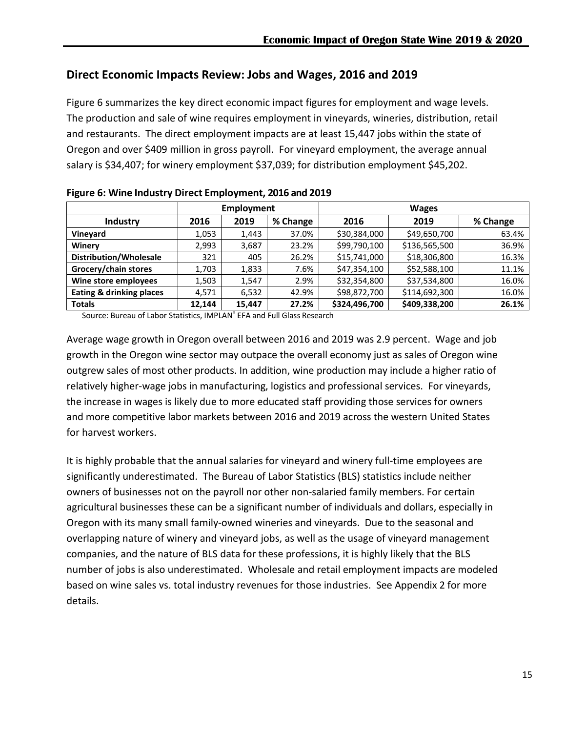## Direct Economic Impacts Review: Jobs and Wages, 2016 and 2019

Figure 6 summarizes the key direct economic impact figures for employment and wage levels. The production and sale of wine requires employment in vineyards, wineries, distribution, retail and restaurants. The direct employment impacts are at least 15,447 jobs within the state of Oregon and over $409 million in gross payroll. For vineyard employment, the average annual salary is $34,407; for winery employment $37,039; for distribution employment $45,202.

**Figure 6: Wine Industry Direct Employment, 2016 and 2019**

| | Employment | | | Wages | | |
|---|---|---|---|---|---|---|
| **Industry** | **2016** | **2019** | **% Change** | **2016** | **2019** | **% Change** |
| **Vineyard** | 1,053 | 1,443 | 37.0% | $30,384,000 | $49,650,700 | 63.4% |
| **Winery** | 2,993 | 3,687 | 23.2% | $99,790,100 | $136,565,500 | 36.9% |
| **Distribution/Wholesale** | 321 | 405 | 26.2% | $15,741,000 | $18,306,800 | 16.3% |
| **Grocery/chain stores** | 1,703 | 1,833 | 7.6% | $47,354,100 | $52,588,100 | 11.1% |
| **Wine store employees** | 1,503 | 1,547 | 2.9% | $32,354,800 | $37,534,800 | 16.0% |
| **Eating & drinking places** | 4,571 | 6,532 | 42.9% | $98,872,700 | $114,692,300 | 16.0% |
| **Totals** | **12,144** | **15,447** | **27.2%** | **$324,496,700** | **$409,338,200** | **26.1%** |

Source: Bureau of Labor Statistics, IMPLAN® EFA and Full Glass Research

Average wage growth in Oregon overall between 2016 and 2019 was 2.9 percent. Wage and job growth in the Oregon wine sector may outpace the overall economy just as sales of Oregon wine outgrew sales of most other products. In addition, wine production may include a higher ratio of relatively higher-wage jobs in manufacturing, logistics and professional services. For vineyards, the increase in wages is likely due to more educated staff providing those services for owners and more competitive labor markets between 2016 and 2019 across the western United States for harvest workers.

It is highly probable that the annual salaries for vineyard and winery full-time employees are significantly underestimated. The Bureau of Labor Statistics (BLS) statistics include neither owners of businesses not on the payroll nor other non-salaried family members. For certain agricultural businesses these can be a significant number of individuals and dollars, especially in Oregon with its many small family-owned wineries and vineyards. Due to the seasonal and overlapping nature of winery and vineyard jobs, as well as the usage of vineyard management companies, and the nature of BLS data for these professions, it is highly likely that the BLS number of jobs is also underestimated. Wholesale and retail employment impacts are modeled based on wine sales vs. total industry revenues for those industries. See Appendix 2 for more details.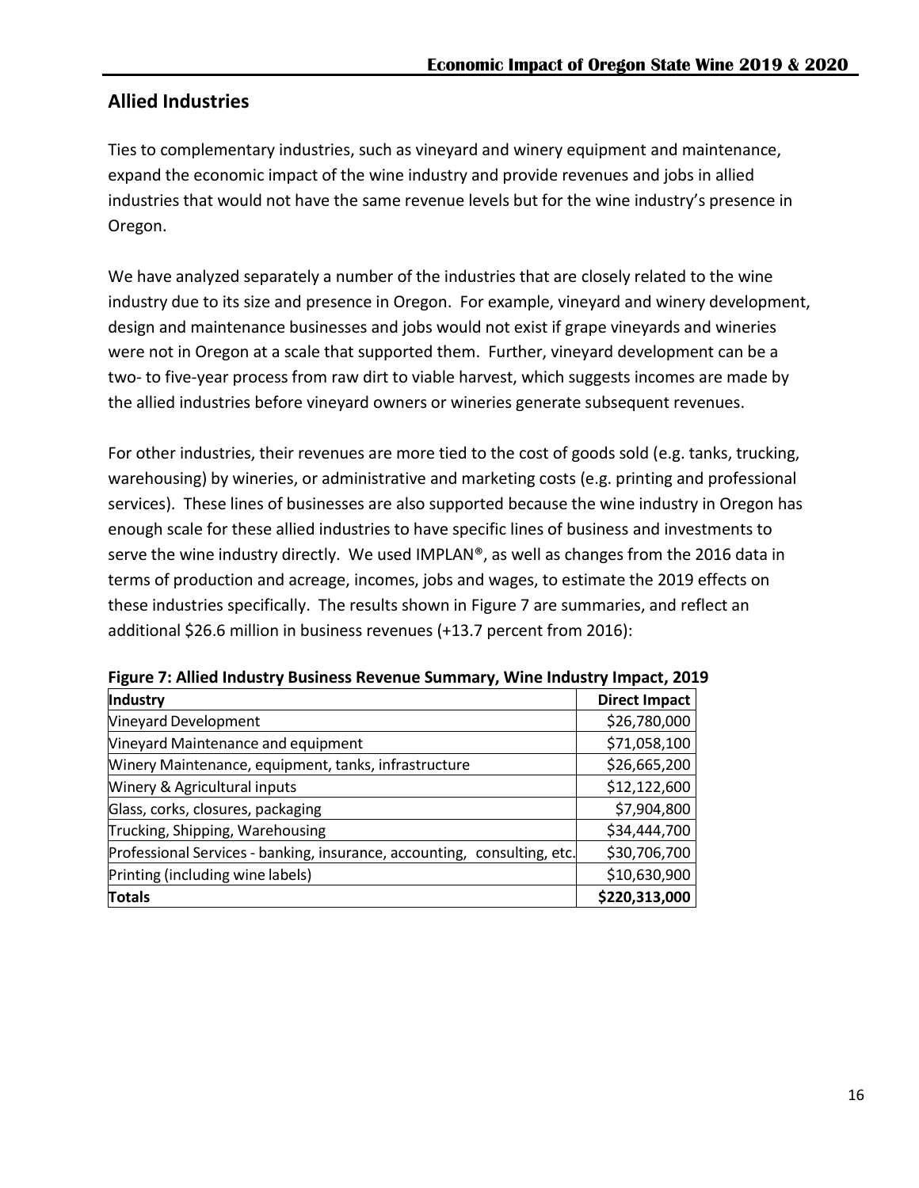## Allied Industries

Ties to complementary industries, such as vineyard and winery equipment and maintenance, expand the economic impact of the wine industry and provide revenues and jobs in allied industries that would not have the same revenue levels but for the wine industry's presence in Oregon.

We have analyzed separately a number of the industries that are closely related to the wine industry due to its size and presence in Oregon. For example, vineyard and winery development, design and maintenance businesses and jobs would not exist if grape vineyards and wineries were not in Oregon at a scale that supported them. Further, vineyard development can be a two- to five-year process from raw dirt to viable harvest, which suggests incomes are made by the allied industries before vineyard owners or wineries generate subsequent revenues.

For other industries, their revenues are more tied to the cost of goods sold (e.g. tanks, trucking, warehousing) by wineries, or administrative and marketing costs (e.g. printing and professional services). These lines of businesses are also supported because the wine industry in Oregon has enough scale for these allied industries to have specific lines of business and investments to serve the wine industry directly. We used IMPLAN®, as well as changes from the 2016 data in terms of production and acreage, incomes, jobs and wages, to estimate the 2019 effects on these industries specifically. The results shown in Figure 7 are summaries, and reflect an additional $26.6 million in business revenues (+13.7 percent from 2016):

**Figure 7: Allied Industry Business Revenue Summary, Wine Industry Impact, 2019**

| Industry | Direct Impact |
|---|---:|
| Vineyard Development | $26,780,000 |
| Vineyard Maintenance and equipment | $71,058,100 |
| Winery Maintenance, equipment, tanks, infrastructure | $26,665,200 |
| Winery & Agricultural inputs | $12,122,600 |
| Glass, corks, closures, packaging | $7,904,800 |
| Trucking, Shipping, Warehousing | $34,444,700 |
| Professional Services - banking, insurance, accounting, consulting, etc. | $30,706,700 |
| Printing (including wine labels) | $10,630,900 |
| **Totals** | **$220,313,000** |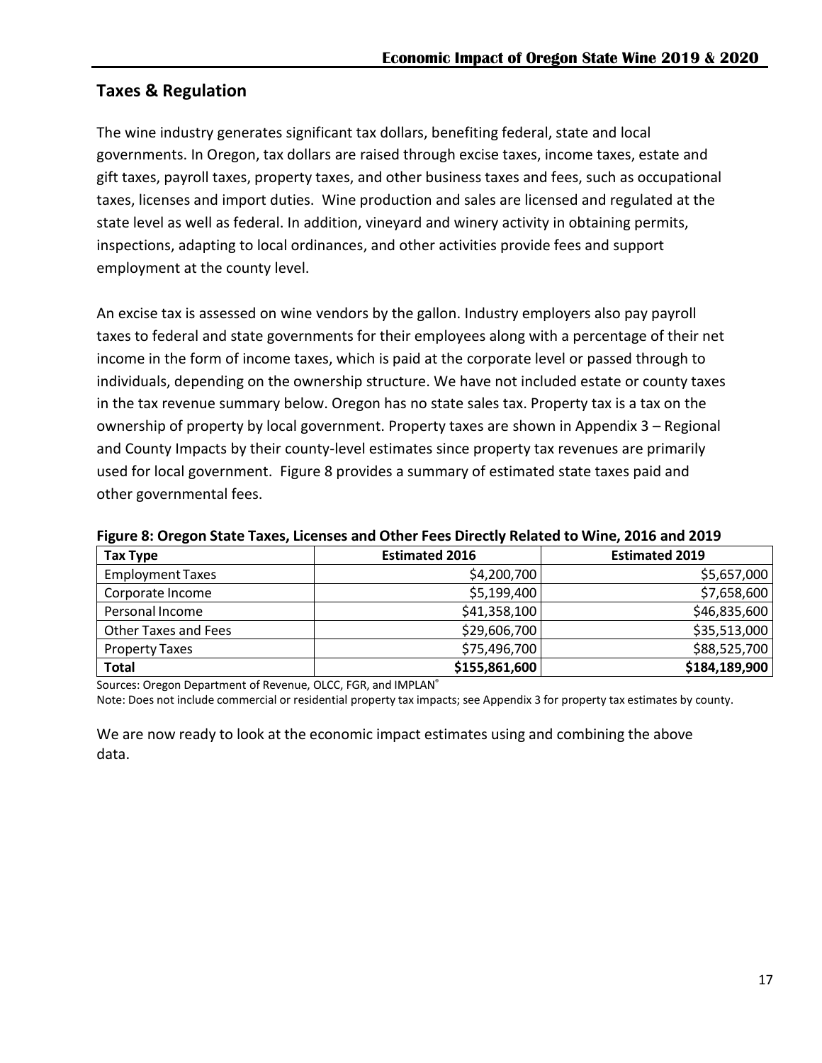## Taxes & Regulation

The wine industry generates significant tax dollars, benefiting federal, state and local governments. In Oregon, tax dollars are raised through excise taxes, income taxes, estate and gift taxes, payroll taxes, property taxes, and other business taxes and fees, such as occupational taxes, licenses and import duties. Wine production and sales are licensed and regulated at the state level as well as federal. In addition, vineyard and winery activity in obtaining permits, inspections, adapting to local ordinances, and other activities provide fees and support employment at the county level.

An excise tax is assessed on wine vendors by the gallon. Industry employers also pay payroll taxes to federal and state governments for their employees along with a percentage of their net income in the form of income taxes, which is paid at the corporate level or passed through to individuals, depending on the ownership structure. We have not included estate or county taxes in the tax revenue summary below. Oregon has no state sales tax. Property tax is a tax on the ownership of property by local government. Property taxes are shown in Appendix 3 – Regional and County Impacts by their county-level estimates since property tax revenues are primarily used for local government. Figure 8 provides a summary of estimated state taxes paid and other governmental fees.

**Figure 8: Oregon State Taxes, Licenses and Other Fees Directly Related to Wine, 2016 and 2019**

| Tax Type | Estimated 2016 | Estimated 2019 |
|---|---:|---:|
| Employment Taxes | $4,200,700 | $5,657,000 |
| Corporate Income | $5,199,400 | $7,658,600 |
| Personal Income | $41,358,100 | $46,835,600 |
| Other Taxes and Fees | $29,606,700 | $35,513,000 |
| Property Taxes | $75,496,700 | $88,525,700 |
| **Total** | **$155,861,600** | **$184,189,900** |

Sources: Oregon Department of Revenue, OLCC, FGR, and IMPLAN®

Note: Does not include commercial or residential property tax impacts; see Appendix 3 for property tax estimates by county.

We are now ready to look at the economic impact estimates using and combining the above data.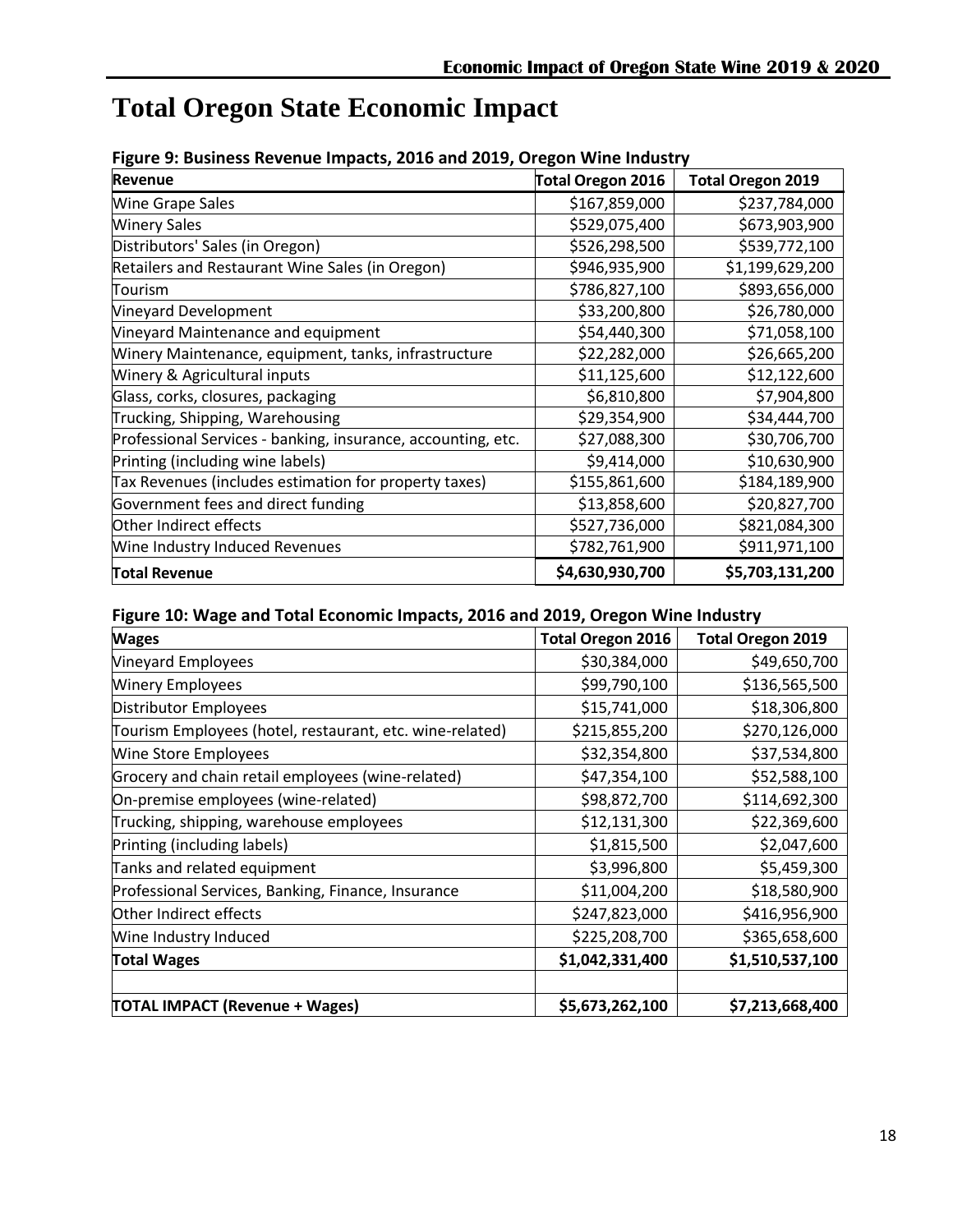# Total Oregon State Economic Impact

**Figure 9: Business Revenue Impacts, 2016 and 2019, Oregon Wine Industry**

| Revenue | Total Oregon 2016 | Total Oregon 2019 |
|---|---|---|
| Wine Grape Sales | $167,859,000 | $237,784,000 |
| Winery Sales | $529,075,400 | $673,903,900 |
| Distributors' Sales (in Oregon) | $526,298,500 | $539,772,100 |
| Retailers and Restaurant Wine Sales (in Oregon) | $946,935,900 | $1,199,629,200 |
| Tourism | $786,827,100 | $893,656,000 |
| Vineyard Development | $33,200,800 | $26,780,000 |
| Vineyard Maintenance and equipment | $54,440,300 | $71,058,100 |
| Winery Maintenance, equipment, tanks, infrastructure | $22,282,000 | $26,665,200 |
| Winery & Agricultural inputs | $11,125,600 | $12,122,600 |
| Glass, corks, closures, packaging | $6,810,800 | $7,904,800 |
| Trucking, Shipping, Warehousing | $29,354,900 | $34,444,700 |
| Professional Services - banking, insurance, accounting, etc. | $27,088,300 | $30,706,700 |
| Printing (including wine labels) | $9,414,000 | $10,630,900 |
| Tax Revenues (includes estimation for property taxes) | $155,861,600 | $184,189,900 |
| Government fees and direct funding | $13,858,600 | $20,827,700 |
| Other Indirect effects | $527,736,000 | $821,084,300 |
| Wine Industry Induced Revenues | $782,761,900 | $911,971,100 |
| **Total Revenue** | **$4,630,930,700** | **$5,703,131,200** |

**Figure 10: Wage and Total Economic Impacts, 2016 and 2019, Oregon Wine Industry**

| Wages | Total Oregon 2016 | Total Oregon 2019 |
|---|---|---|
| Vineyard Employees | $30,384,000 | $49,650,700 |
| Winery Employees | $99,790,100 | $136,565,500 |
| Distributor Employees | $15,741,000 | $18,306,800 |
| Tourism Employees (hotel, restaurant, etc. wine-related) | $215,855,200 | $270,126,000 |
| Wine Store Employees | $32,354,800 | $37,534,800 |
| Grocery and chain retail employees (wine-related) | $47,354,100 | $52,588,100 |
| On-premise employees (wine-related) | $98,872,700 | $114,692,300 |
| Trucking, shipping, warehouse employees | $12,131,300 | $22,369,600 |
| Printing (including labels) | $1,815,500 | $2,047,600 |
| Tanks and related equipment | $3,996,800 | $5,459,300 |
| Professional Services, Banking, Finance, Insurance | $11,004,200 | $18,580,900 |
| Other Indirect effects | $247,823,000 | $416,956,900 |
| Wine Industry Induced | $225,208,700 | $365,658,600 |
| **Total Wages** | **$1,042,331,400** | **$1,510,537,100** |
| | | |
| **TOTAL IMPACT (Revenue + Wages)** | **$5,673,262,100** | **$7,213,668,400** |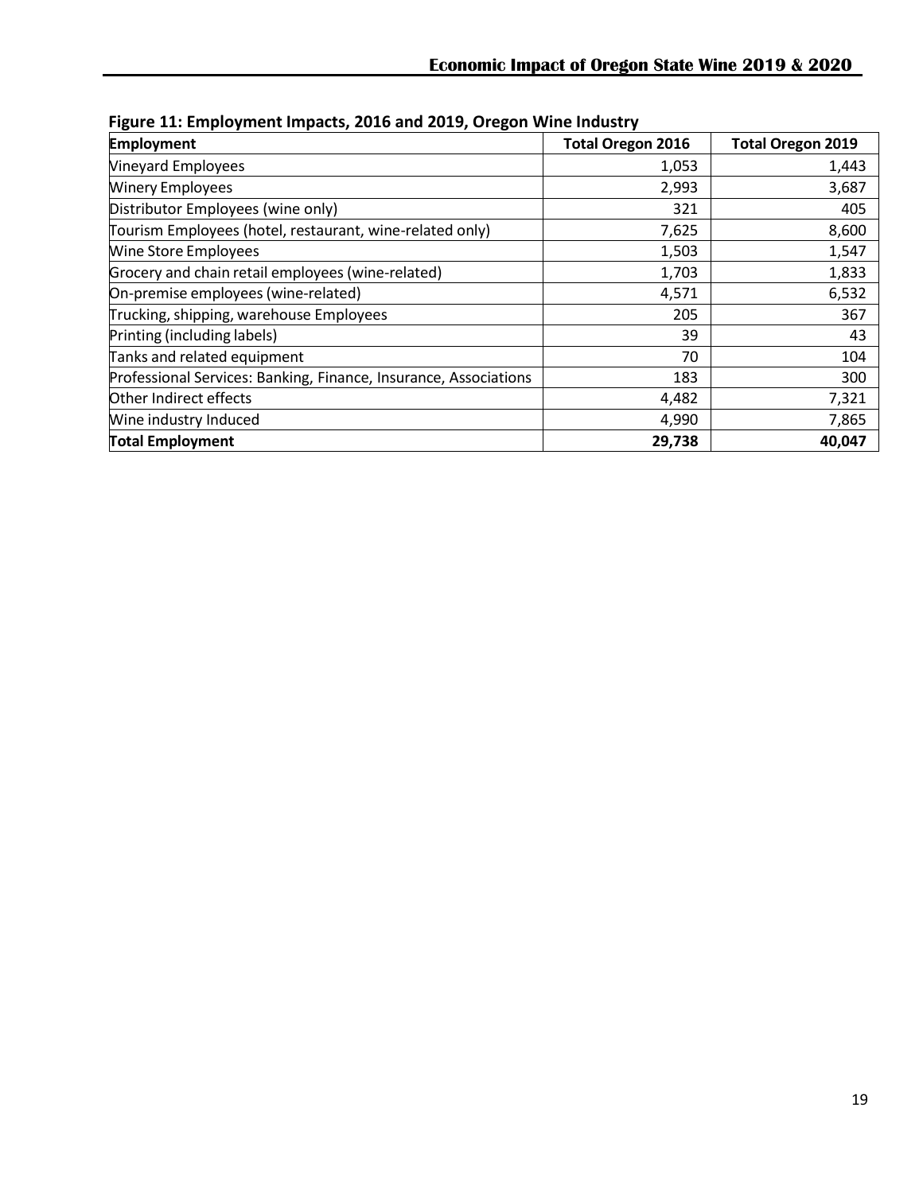**Figure 11: Employment Impacts, 2016 and 2019, Oregon Wine Industry**

| Employment | Total Oregon 2016 | Total Oregon 2019 |
|---|---:|---:|
| Vineyard Employees | 1,053 | 1,443 |
| Winery Employees | 2,993 | 3,687 |
| Distributor Employees (wine only) | 321 | 405 |
| Tourism Employees (hotel, restaurant, wine-related only) | 7,625 | 8,600 |
| Wine Store Employees | 1,503 | 1,547 |
| Grocery and chain retail employees (wine-related) | 1,703 | 1,833 |
| On-premise employees (wine-related) | 4,571 | 6,532 |
| Trucking, shipping, warehouse Employees | 205 | 367 |
| Printing (including labels) | 39 | 43 |
| Tanks and related equipment | 70 | 104 |
| Professional Services: Banking, Finance, Insurance, Associations | 183 | 300 |
| Other Indirect effects | 4,482 | 7,321 |
| Wine industry Induced | 4,990 | 7,865 |
| **Total Employment** | **29,738** | **40,047** |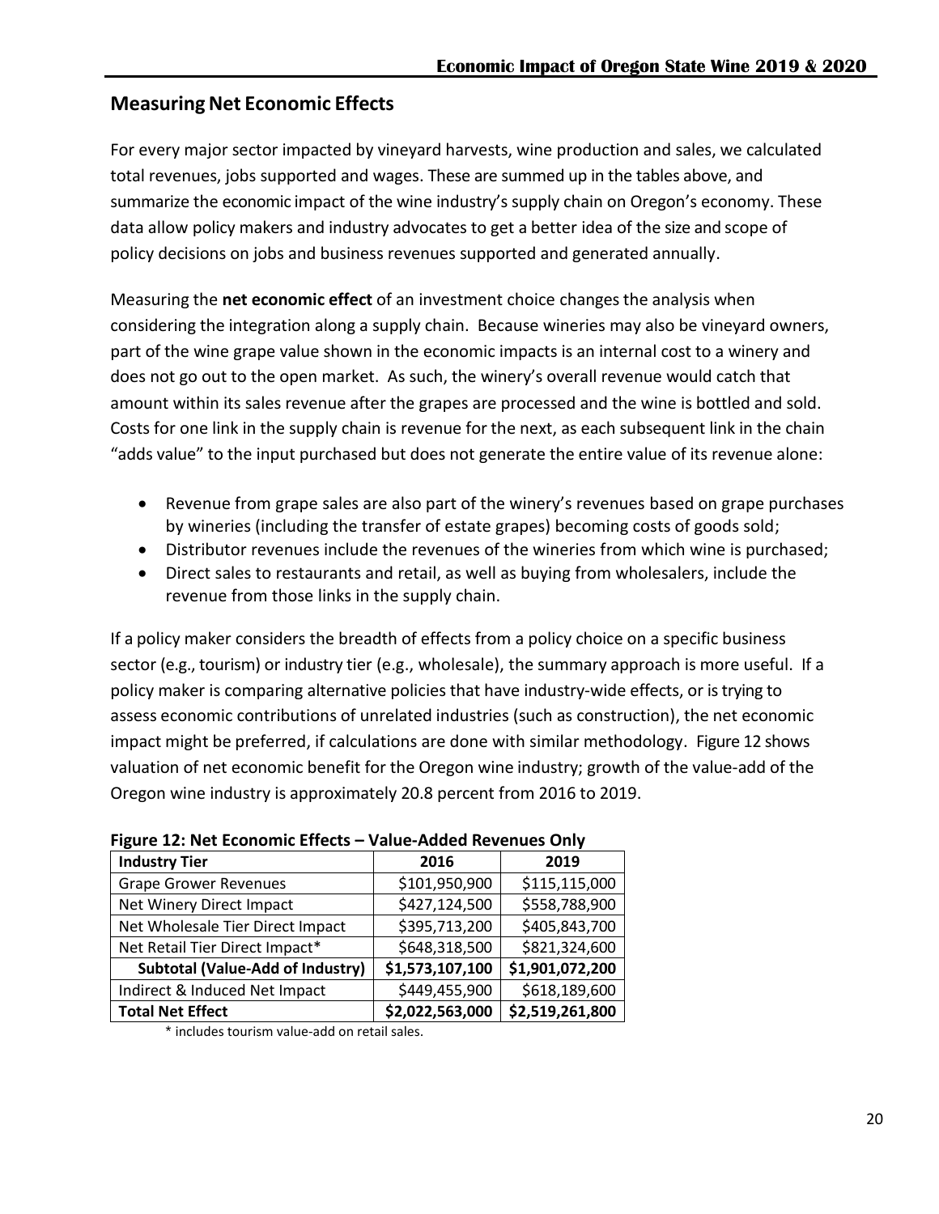## Measuring Net Economic Effects

For every major sector impacted by vineyard harvests, wine production and sales, we calculated total revenues, jobs supported and wages. These are summed up in the tables above, and summarize the economic impact of the wine industry's supply chain on Oregon's economy. These data allow policy makers and industry advocates to get a better idea of the size and scope of policy decisions on jobs and business revenues supported and generated annually.

Measuring the **net economic effect** of an investment choice changes the analysis when considering the integration along a supply chain. Because wineries may also be vineyard owners, part of the wine grape value shown in the economic impacts is an internal cost to a winery and does not go out to the open market. As such, the winery's overall revenue would catch that amount within its sales revenue after the grapes are processed and the wine is bottled and sold. Costs for one link in the supply chain is revenue for the next, as each subsequent link in the chain "adds value" to the input purchased but does not generate the entire value of its revenue alone:

- Revenue from grape sales are also part of the winery's revenues based on grape purchases by wineries (including the transfer of estate grapes) becoming costs of goods sold;
- Distributor revenues include the revenues of the wineries from which wine is purchased;
- Direct sales to restaurants and retail, as well as buying from wholesalers, include the revenue from those links in the supply chain.

If a policy maker considers the breadth of effects from a policy choice on a specific business sector (e.g., tourism) or industry tier (e.g., wholesale), the summary approach is more useful. If a policy maker is comparing alternative policies that have industry-wide effects, or is trying to assess economic contributions of unrelated industries (such as construction), the net economic impact might be preferred, if calculations are done with similar methodology. Figure 12 shows valuation of net economic benefit for the Oregon wine industry; growth of the value-add of the Oregon wine industry is approximately 20.8 percent from 2016 to 2019.

**Figure 12: Net Economic Effects – Value-Added Revenues Only**

| Industry Tier | 2016 | 2019 |
|---|---|---|
| Grape Grower Revenues | $101,950,900 | $115,115,000 |
| Net Winery Direct Impact | $427,124,500 | $558,788,900 |
| Net Wholesale Tier Direct Impact | $395,713,200 | $405,843,700 |
| Net Retail Tier Direct Impact* | $648,318,500 | $821,324,600 |
| **Subtotal (Value-Add of Industry)** | **$1,573,107,100** | **$1,901,072,200** |
| Indirect & Induced Net Impact | $449,455,900 | $618,189,600 |
| **Total Net Effect** | **$2,022,563,000** | **$2,519,261,800** |

* includes tourism value-add on retail sales.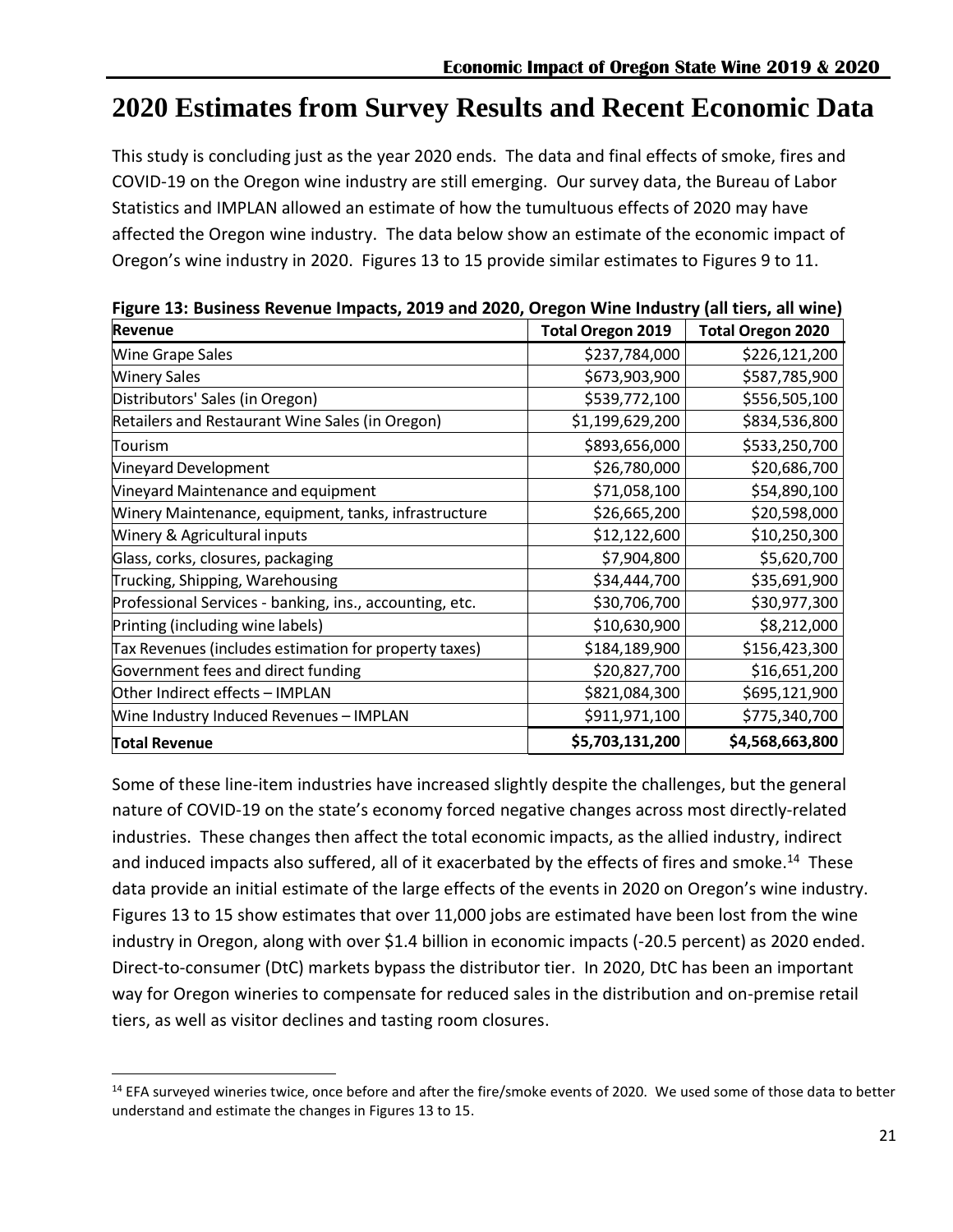# 2020 Estimates from Survey Results and Recent Economic Data

This study is concluding just as the year 2020 ends. The data and final effects of smoke, fires and COVID-19 on the Oregon wine industry are still emerging. Our survey data, the Bureau of Labor Statistics and IMPLAN allowed an estimate of how the tumultuous effects of 2020 may have affected the Oregon wine industry. The data below show an estimate of the economic impact of Oregon's wine industry in 2020. Figures 13 to 15 provide similar estimates to Figures 9 to 11.

**Figure 13: Business Revenue Impacts, 2019 and 2020, Oregon Wine Industry (all tiers, all wine)**

| Revenue | Total Oregon 2019 | Total Oregon 2020 |
|---|---|---|
| Wine Grape Sales | $237,784,000 | $226,121,200 |
| Winery Sales | $673,903,900 | $587,785,900 |
| Distributors' Sales (in Oregon) | $539,772,100 | $556,505,100 |
| Retailers and Restaurant Wine Sales (in Oregon) | $1,199,629,200 | $834,536,800 |
| Tourism | $893,656,000 | $533,250,700 |
| Vineyard Development | $26,780,000 | $20,686,700 |
| Vineyard Maintenance and equipment | $71,058,100 | $54,890,100 |
| Winery Maintenance, equipment, tanks, infrastructure | $26,665,200 | $20,598,000 |
| Winery & Agricultural inputs | $12,122,600 | $10,250,300 |
| Glass, corks, closures, packaging | $7,904,800 | $5,620,700 |
| Trucking, Shipping, Warehousing | $34,444,700 | $35,691,900 |
| Professional Services - banking, ins., accounting, etc. | $30,706,700 | $30,977,300 |
| Printing (including wine labels) | $10,630,900 | $8,212,000 |
| Tax Revenues (includes estimation for property taxes) | $184,189,900 | $156,423,300 |
| Government fees and direct funding | $20,827,700 | $16,651,200 |
| Other Indirect effects – IMPLAN | $821,084,300 | $695,121,900 |
| Wine Industry Induced Revenues – IMPLAN | $911,971,100 | $775,340,700 |
| **Total Revenue** | **$5,703,131,200** | **$4,568,663,800** |

Some of these line-item industries have increased slightly despite the challenges, but the general nature of COVID-19 on the state's economy forced negative changes across most directly-related industries. These changes then affect the total economic impacts, as the allied industry, indirect and induced impacts also suffered, all of it exacerbated by the effects of fires and smoke.[14] These data provide an initial estimate of the large effects of the events in 2020 on Oregon's wine industry. Figures 13 to 15 show estimates that over 11,000 jobs are estimated have been lost from the wine industry in Oregon, along with over $1.4 billion in economic impacts (-20.5 percent) as 2020 ended. Direct-to-consumer (DtC) markets bypass the distributor tier. In 2020, DtC has been an important way for Oregon wineries to compensate for reduced sales in the distribution and on-premise retail tiers, as well as visitor declines and tasting room closures.

[14] EFA surveyed wineries twice, once before and after the fire/smoke events of 2020. We used some of those data to better understand and estimate the changes in Figures 13 to 15.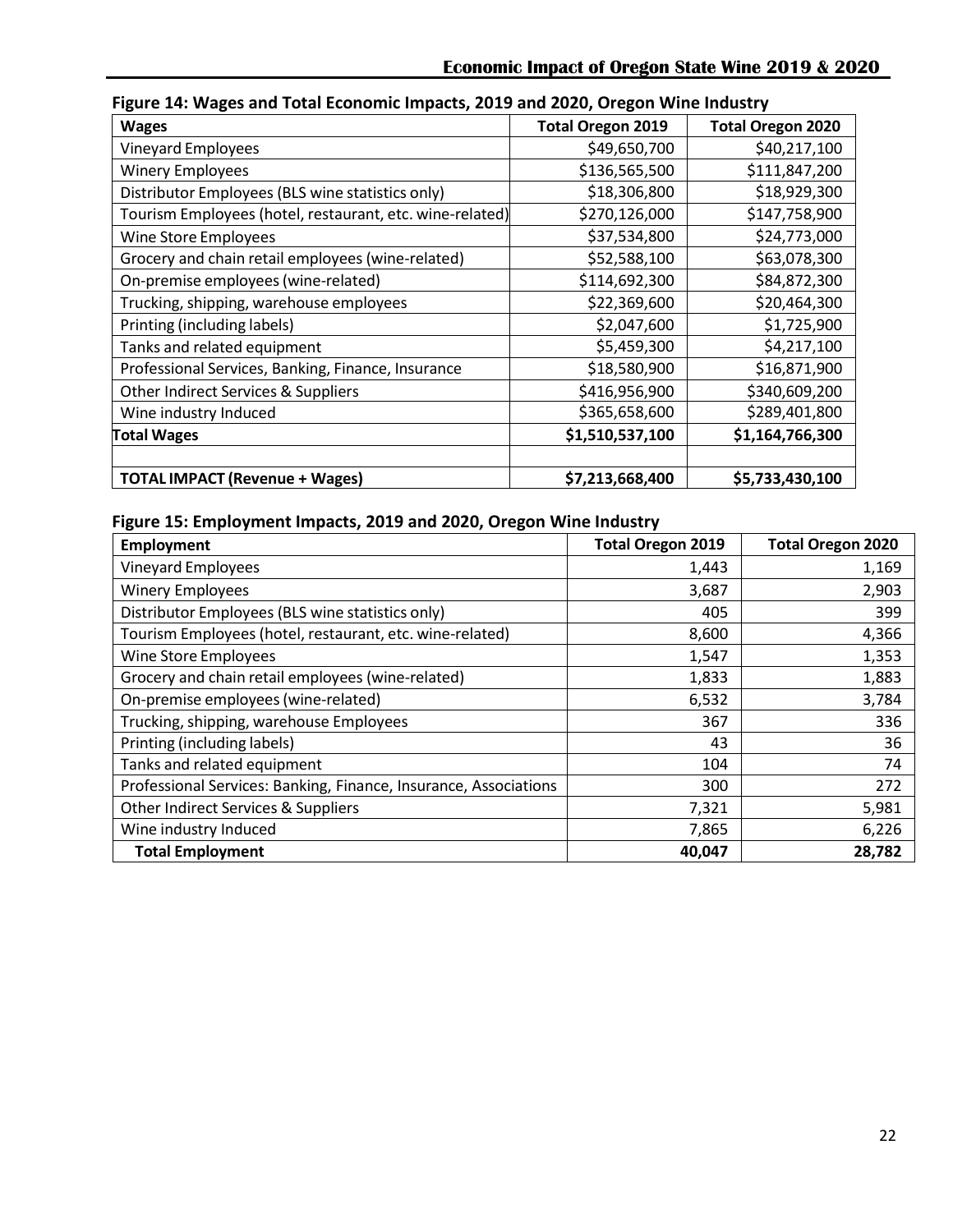**Figure 14: Wages and Total Economic Impacts, 2019 and 2020, Oregon Wine Industry**

| Wages | Total Oregon 2019 | Total Oregon 2020 |
|---|---|---|
| Vineyard Employees | $49,650,700 | $40,217,100 |
| Winery Employees | $136,565,500 | $111,847,200 |
| Distributor Employees (BLS wine statistics only) | $18,306,800 | $18,929,300 |
| Tourism Employees (hotel, restaurant, etc. wine-related) | $270,126,000 | $147,758,900 |
| Wine Store Employees | $37,534,800 | $24,773,000 |
| Grocery and chain retail employees (wine-related) | $52,588,100 | $63,078,300 |
| On-premise employees (wine-related) | $114,692,300 | $84,872,300 |
| Trucking, shipping, warehouse employees | $22,369,600 | $20,464,300 |
| Printing (including labels) | $2,047,600 | $1,725,900 |
| Tanks and related equipment | $5,459,300 | $4,217,100 |
| Professional Services, Banking, Finance, Insurance | $18,580,900 | $16,871,900 |
| Other Indirect Services & Suppliers | $416,956,900 | $340,609,200 |
| Wine industry Induced | $365,658,600 | $289,401,800 |
| **Total Wages** | **$1,510,537,100** | **$1,164,766,300** |
| | | |
| **TOTAL IMPACT (Revenue + Wages)** | **$7,213,668,400** | **$5,733,430,100** |

**Figure 15: Employment Impacts, 2019 and 2020, Oregon Wine Industry**

| Employment | Total Oregon 2019 | Total Oregon 2020 |
|---|---|---|
| Vineyard Employees | 1,443 | 1,169 |
| Winery Employees | 3,687 | 2,903 |
| Distributor Employees (BLS wine statistics only) | 405 | 399 |
| Tourism Employees (hotel, restaurant, etc. wine-related) | 8,600 | 4,366 |
| Wine Store Employees | 1,547 | 1,353 |
| Grocery and chain retail employees (wine-related) | 1,833 | 1,883 |
| On-premise employees (wine-related) | 6,532 | 3,784 |
| Trucking, shipping, warehouse Employees | 367 | 336 |
| Printing (including labels) | 43 | 36 |
| Tanks and related equipment | 104 | 74 |
| Professional Services: Banking, Finance, Insurance, Associations | 300 | 272 |
| Other Indirect Services & Suppliers | 7,321 | 5,981 |
| Wine industry Induced | 7,865 | 6,226 |
| **Total Employment** | **40,047** | **28,782** |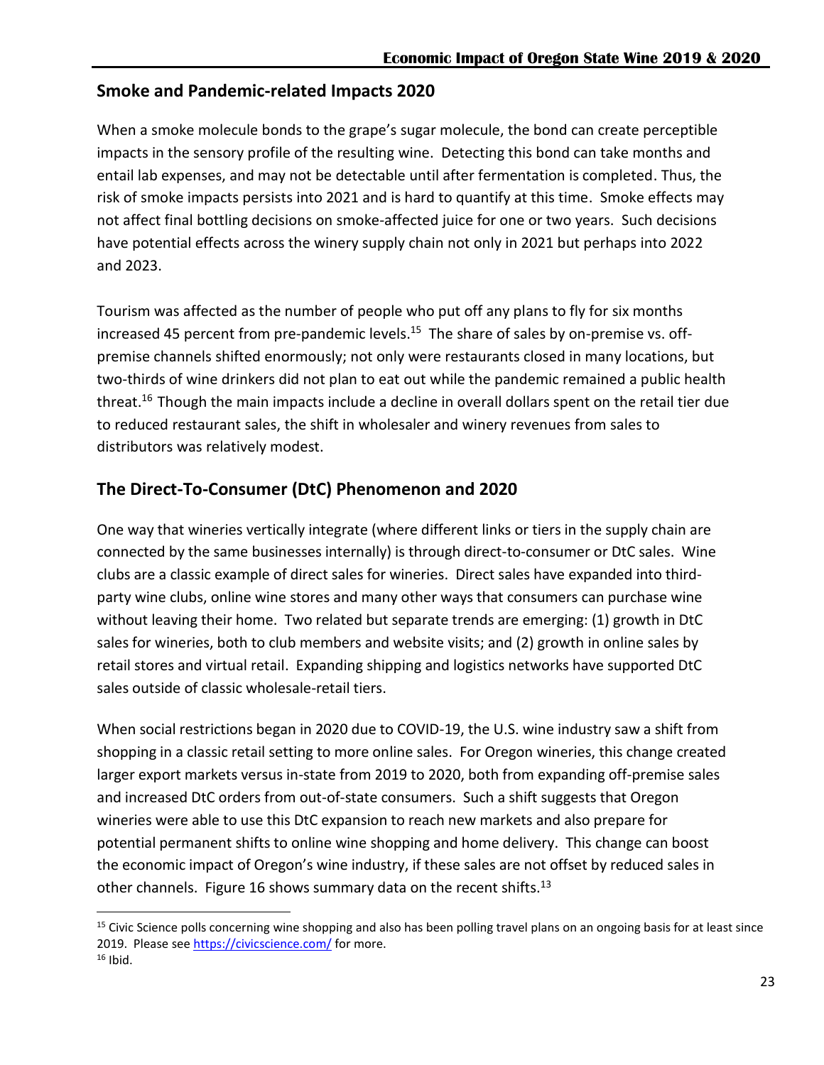## Smoke and Pandemic-related Impacts 2020

When a smoke molecule bonds to the grape's sugar molecule, the bond can create perceptible impacts in the sensory profile of the resulting wine. Detecting this bond can take months and entail lab expenses, and may not be detectable until after fermentation is completed. Thus, the risk of smoke impacts persists into 2021 and is hard to quantify at this time. Smoke effects may not affect final bottling decisions on smoke-affected juice for one or two years. Such decisions have potential effects across the winery supply chain not only in 2021 but perhaps into 2022 and 2023.

Tourism was affected as the number of people who put off any plans to fly for six months increased 45 percent from pre-pandemic levels.[15] The share of sales by on-premise vs. off-premise channels shifted enormously; not only were restaurants closed in many locations, but two-thirds of wine drinkers did not plan to eat out while the pandemic remained a public health threat.[16] Though the main impacts include a decline in overall dollars spent on the retail tier due to reduced restaurant sales, the shift in wholesaler and winery revenues from sales to distributors was relatively modest.

## The Direct-To-Consumer (DtC) Phenomenon and 2020

One way that wineries vertically integrate (where different links or tiers in the supply chain are connected by the same businesses internally) is through direct-to-consumer or DtC sales. Wine clubs are a classic example of direct sales for wineries. Direct sales have expanded into third-party wine clubs, online wine stores and many other ways that consumers can purchase wine without leaving their home. Two related but separate trends are emerging: (1) growth in DtC sales for wineries, both to club members and website visits; and (2) growth in online sales by retail stores and virtual retail. Expanding shipping and logistics networks have supported DtC sales outside of classic wholesale-retail tiers.

When social restrictions began in 2020 due to COVID-19, the U.S. wine industry saw a shift from shopping in a classic retail setting to more online sales. For Oregon wineries, this change created larger export markets versus in-state from 2019 to 2020, both from expanding off-premise sales and increased DtC orders from out-of-state consumers. Such a shift suggests that Oregon wineries were able to use this DtC expansion to reach new markets and also prepare for potential permanent shifts to online wine shopping and home delivery. This change can boost the economic impact of Oregon's wine industry, if these sales are not offset by reduced sales in other channels. Figure 16 shows summary data on the recent shifts.[13]

---

[15] Civic Science polls concerning wine shopping and also has been polling travel plans on an ongoing basis for at least since 2019. Please see https://civicscience.com/ for more.

[16] Ibid.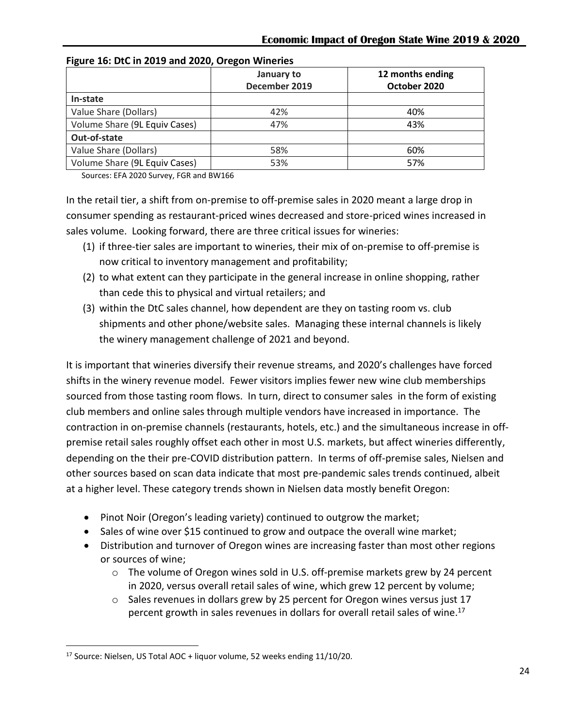**Figure 16: DtC in 2019 and 2020, Oregon Wineries**

| | January to December 2019 | 12 months ending October 2020 |
|---|---|---|
| **In-state** | | |
| Value Share (Dollars) | 42% | 40% |
| Volume Share (9L Equiv Cases) | 47% | 43% |
| **Out-of-state** | | |
| Value Share (Dollars) | 58% | 60% |
| Volume Share (9L Equiv Cases) | 53% | 57% |

Sources: EFA 2020 Survey, FGR and BW166

In the retail tier, a shift from on-premise to off-premise sales in 2020 meant a large drop in consumer spending as restaurant-priced wines decreased and store-priced wines increased in sales volume. Looking forward, there are three critical issues for wineries:

1. if three-tier sales are important to wineries, their mix of on-premise to off-premise is now critical to inventory management and profitability;
2. to what extent can they participate in the general increase in online shopping, rather than cede this to physical and virtual retailers; and
3. within the DtC sales channel, how dependent are they on tasting room vs. club shipments and other phone/website sales. Managing these internal channels is likely the winery management challenge of 2021 and beyond.

It is important that wineries diversify their revenue streams, and 2020's challenges have forced shifts in the winery revenue model. Fewer visitors implies fewer new wine club memberships sourced from those tasting room flows. In turn, direct to consumer sales in the form of existing club members and online sales through multiple vendors have increased in importance. The contraction in on-premise channels (restaurants, hotels, etc.) and the simultaneous increase in off-premise retail sales roughly offset each other in most U.S. markets, but affect wineries differently, depending on the their pre-COVID distribution pattern. In terms of off-premise sales, Nielsen and other sources based on scan data indicate that most pre-pandemic sales trends continued, albeit at a higher level. These category trends shown in Nielsen data mostly benefit Oregon:

- Pinot Noir (Oregon's leading variety) continued to outgrow the market;
- Sales of wine over $15 continued to grow and outpace the overall wine market;
- Distribution and turnover of Oregon wines are increasing faster than most other regions or sources of wine;
  - The volume of Oregon wines sold in U.S. off-premise markets grew by 24 percent in 2020, versus overall retail sales of wine, which grew 12 percent by volume;
  - Sales revenues in dollars grew by 25 percent for Oregon wines versus just 17 percent growth in sales revenues in dollars for overall retail sales of wine.[17]

[17] Source: Nielsen, US Total AOC + liquor volume, 52 weeks ending 11/10/20.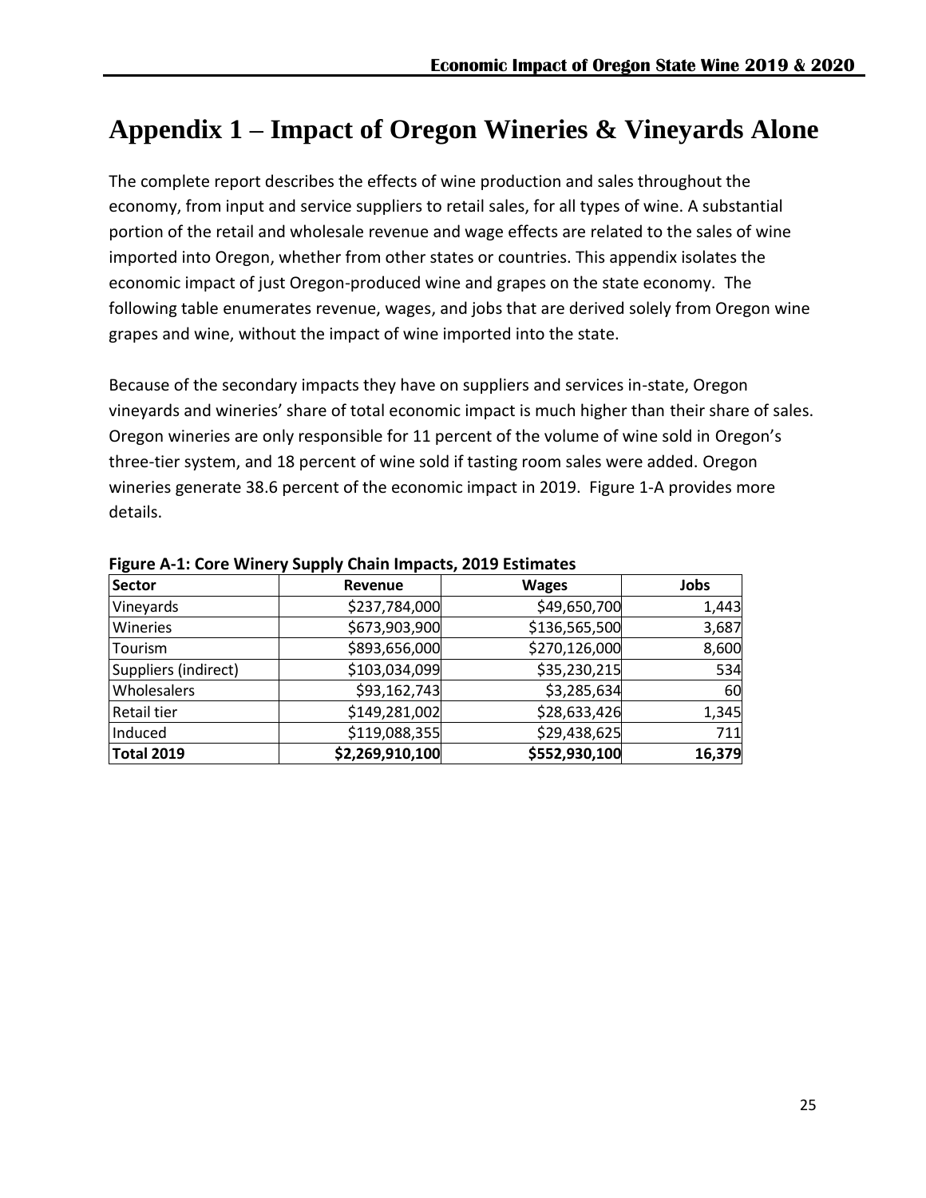# Appendix 1 – Impact of Oregon Wineries & Vineyards Alone

The complete report describes the effects of wine production and sales throughout the economy, from input and service suppliers to retail sales, for all types of wine. A substantial portion of the retail and wholesale revenue and wage effects are related to the sales of wine imported into Oregon, whether from other states or countries. This appendix isolates the economic impact of just Oregon-produced wine and grapes on the state economy. The following table enumerates revenue, wages, and jobs that are derived solely from Oregon wine grapes and wine, without the impact of wine imported into the state.

Because of the secondary impacts they have on suppliers and services in-state, Oregon vineyards and wineries' share of total economic impact is much higher than their share of sales. Oregon wineries are only responsible for 11 percent of the volume of wine sold in Oregon's three-tier system, and 18 percent of wine sold if tasting room sales were added. Oregon wineries generate 38.6 percent of the economic impact in 2019. Figure 1-A provides more details.

**Figure A-1: Core Winery Supply Chain Impacts, 2019 Estimates**

| Sector | Revenue | Wages | Jobs |
|---|---|---|---|
| Vineyards | $237,784,000 | $49,650,700 | 1,443 |
| Wineries | $673,903,900 | $136,565,500 | 3,687 |
| Tourism | $893,656,000 | $270,126,000 | 8,600 |
| Suppliers (indirect) | $103,034,099 | $35,230,215 | 534 |
| Wholesalers | $93,162,743 | $3,285,634 | 60 |
| Retail tier | $149,281,002 | $28,633,426 | 1,345 |
| Induced | $119,088,355 | $29,438,625 | 711 |
| **Total 2019** | **$2,269,910,100** | **$552,930,100** | **16,379** |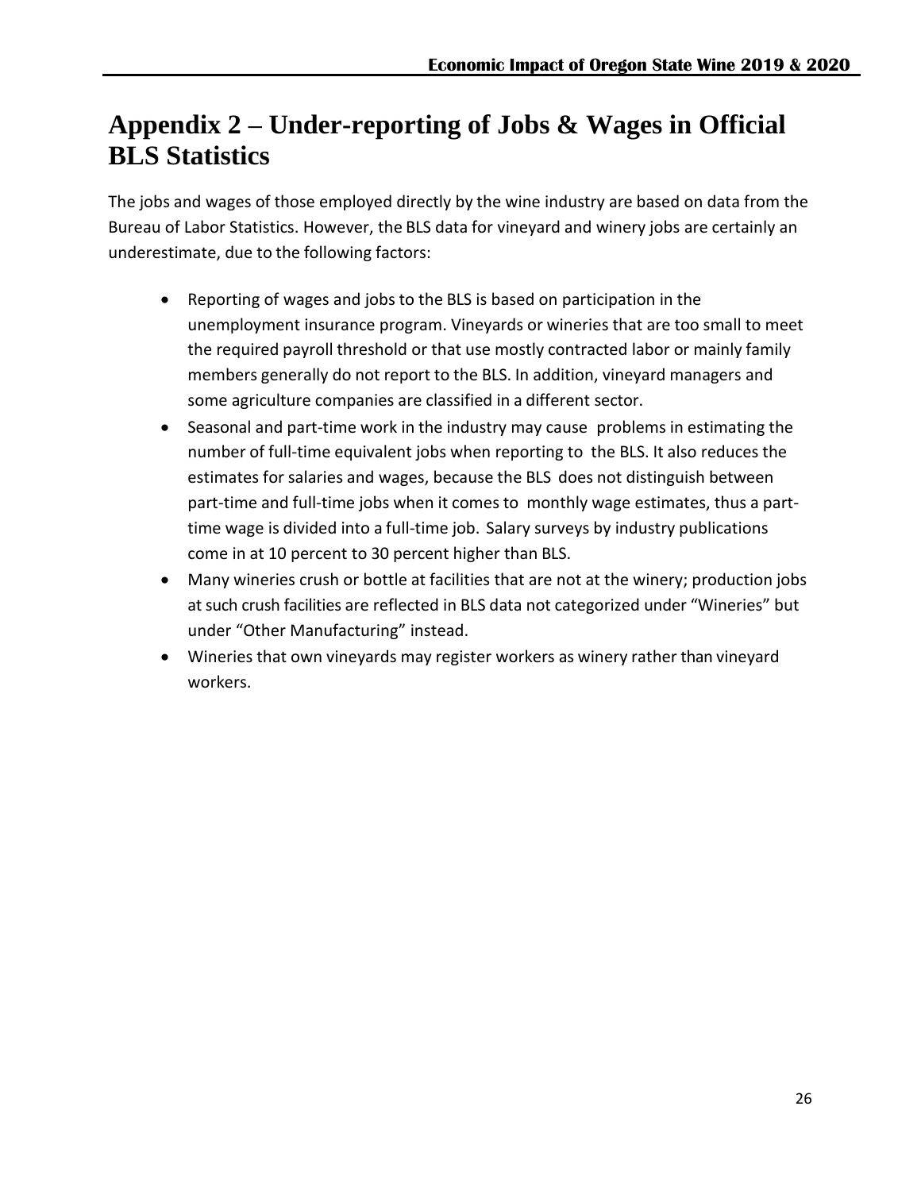# Appendix 2 – Under-reporting of Jobs & Wages in Official BLS Statistics

The jobs and wages of those employed directly by the wine industry are based on data from the Bureau of Labor Statistics. However, the BLS data for vineyard and winery jobs are certainly an underestimate, due to the following factors:

- Reporting of wages and jobs to the BLS is based on participation in the unemployment insurance program. Vineyards or wineries that are too small to meet the required payroll threshold or that use mostly contracted labor or mainly family members generally do not report to the BLS. In addition, vineyard managers and some agriculture companies are classified in a different sector.
- Seasonal and part-time work in the industry may cause problems in estimating the number of full-time equivalent jobs when reporting to the BLS. It also reduces the estimates for salaries and wages, because the BLS does not distinguish between part-time and full-time jobs when it comes to monthly wage estimates, thus a part-time wage is divided into a full-time job. Salary surveys by industry publications come in at 10 percent to 30 percent higher than BLS.
- Many wineries crush or bottle at facilities that are not at the winery; production jobs at such crush facilities are reflected in BLS data not categorized under "Wineries" but under "Other Manufacturing" instead.
- Wineries that own vineyards may register workers as winery rather than vineyard workers.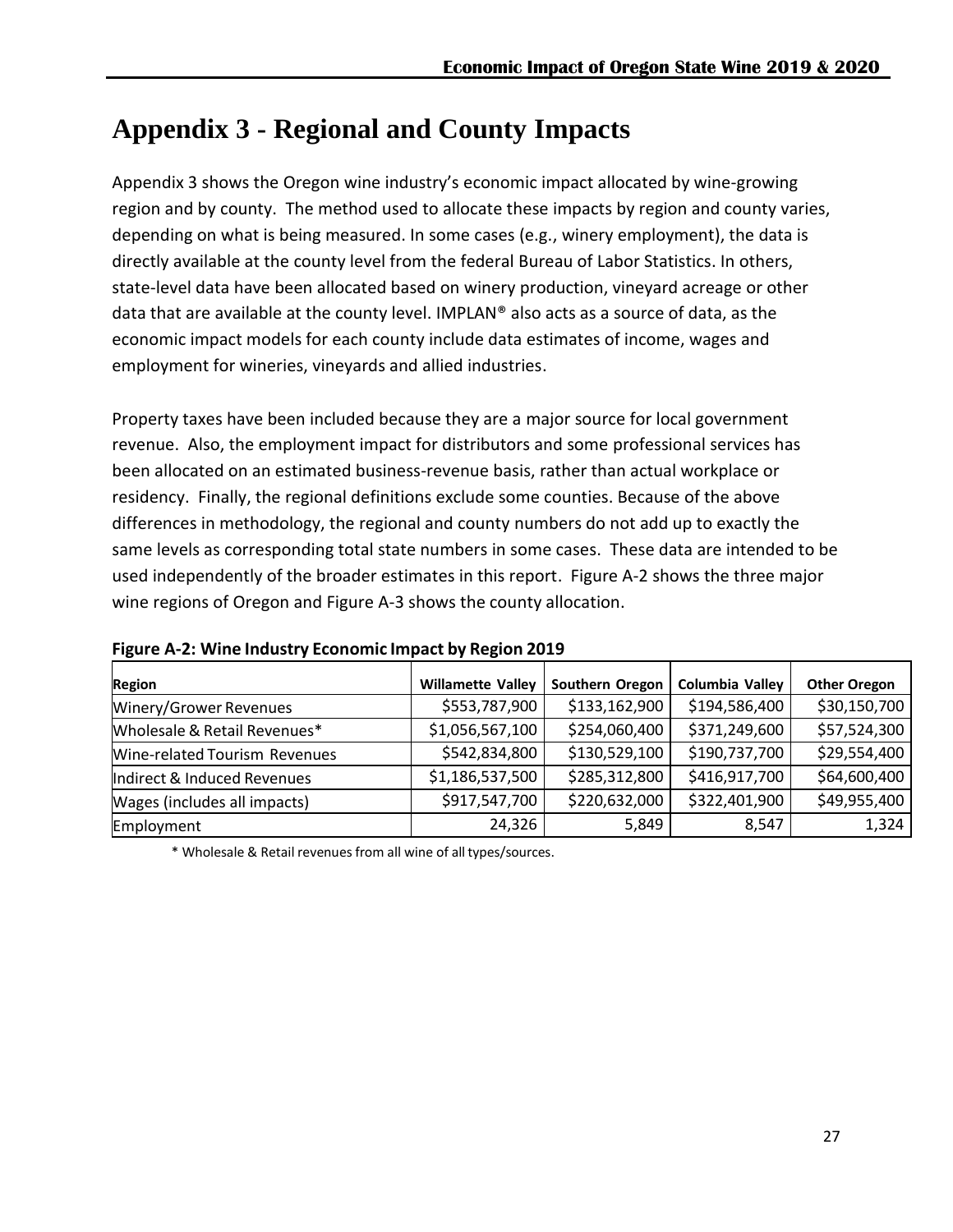# Appendix 3 - Regional and County Impacts

Appendix 3 shows the Oregon wine industry's economic impact allocated by wine-growing region and by county. The method used to allocate these impacts by region and county varies, depending on what is being measured. In some cases (e.g., winery employment), the data is directly available at the county level from the federal Bureau of Labor Statistics. In others, state-level data have been allocated based on winery production, vineyard acreage or other data that are available at the county level. IMPLAN® also acts as a source of data, as the economic impact models for each county include data estimates of income, wages and employment for wineries, vineyards and allied industries.

Property taxes have been included because they are a major source for local government revenue. Also, the employment impact for distributors and some professional services has been allocated on an estimated business-revenue basis, rather than actual workplace or residency. Finally, the regional definitions exclude some counties. Because of the above differences in methodology, the regional and county numbers do not add up to exactly the same levels as corresponding total state numbers in some cases. These data are intended to be used independently of the broader estimates in this report. Figure A-2 shows the three major wine regions of Oregon and Figure A-3 shows the county allocation.

**Figure A-2: Wine Industry Economic Impact by Region 2019**

| Region | Willamette Valley | Southern Oregon | Columbia Valley | Other Oregon |
|---|---|---|---|---|
| Winery/Grower Revenues | $553,787,900 | $133,162,900 | $194,586,400 | $30,150,700 |
| Wholesale & Retail Revenues* | $1,056,567,100 | $254,060,400 | $371,249,600 | $57,524,300 |
| Wine-related Tourism Revenues | $542,834,800 | $130,529,100 | $190,737,700 | $29,554,400 |
| Indirect & Induced Revenues | $1,186,537,500 | $285,312,800 | $416,917,700 | $64,600,400 |
| Wages (includes all impacts) | $917,547,700 | $220,632,000 | $322,401,900 | $49,955,400 |
| Employment | 24,326 | 5,849 | 8,547 | 1,324 |

\* Wholesale & Retail revenues from all wine of all types/sources.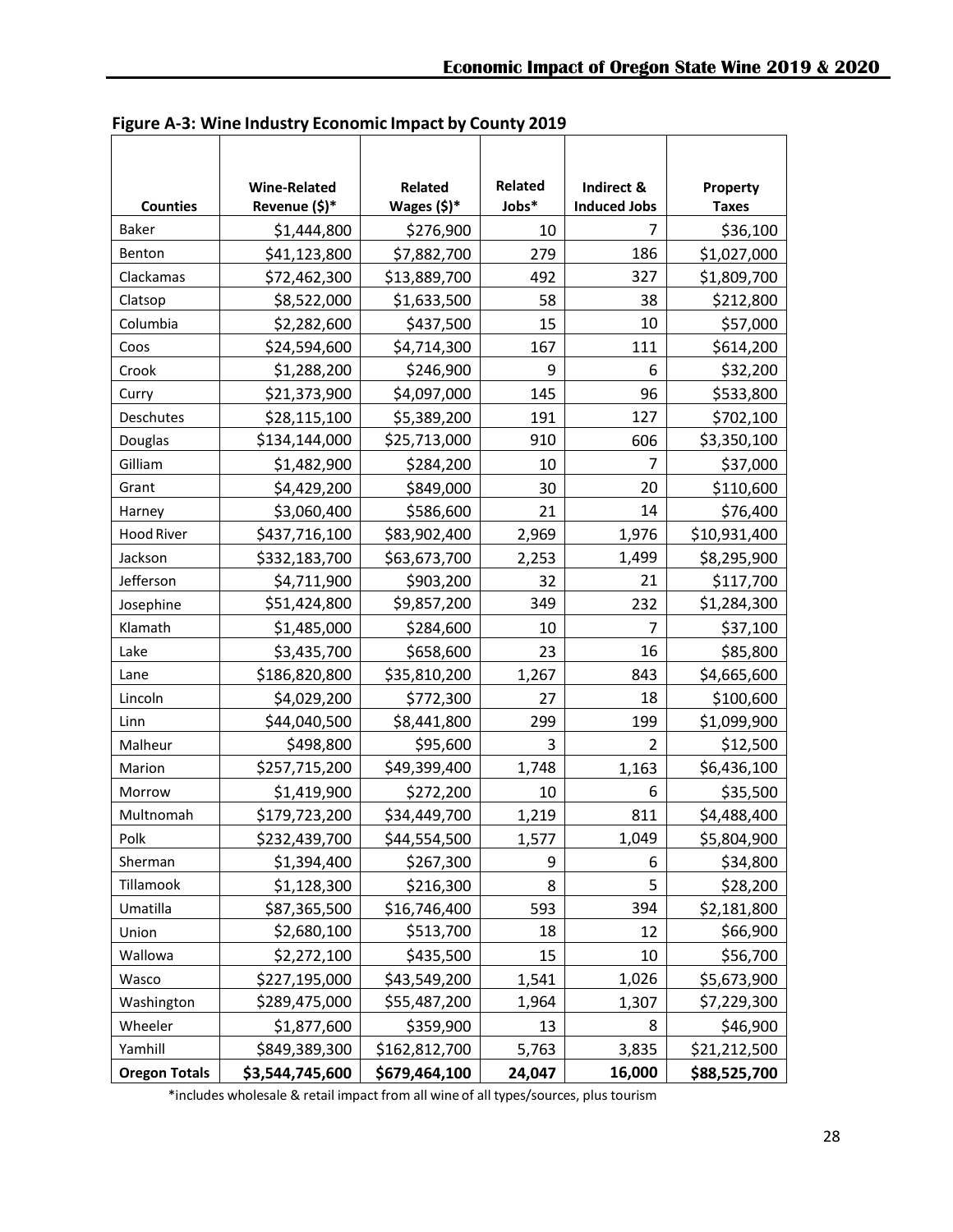**Figure A-3: Wine Industry Economic Impact by County 2019**

| Counties | Wine-Related Revenue ($)* | Related Wages ($)* | Related Jobs* | Indirect & Induced Jobs | Property Taxes |
|---|---|---|---|---|---|
| Baker | $1,444,800 | $276,900 | 10 | 7 | $36,100 |
| Benton | $41,123,800 | $7,882,700 | 279 | 186 | $1,027,000 |
| Clackamas | $72,462,300 | $13,889,700 | 492 | 327 | $1,809,700 |
| Clatsop | $8,522,000 | $1,633,500 | 58 | 38 | $212,800 |
| Columbia | $2,282,600 | $437,500 | 15 | 10 | $57,000 |
| Coos | $24,594,600 | $4,714,300 | 167 | 111 | $614,200 |
| Crook | $1,288,200 | $246,900 | 9 | 6 | $32,200 |
| Curry | $21,373,900 | $4,097,000 | 145 | 96 | $533,800 |
| Deschutes | $28,115,100 | $5,389,200 | 191 | 127 | $702,100 |
| Douglas | $134,144,000 | $25,713,000 | 910 | 606 | $3,350,100 |
| Gilliam | $1,482,900 | $284,200 | 10 | 7 | $37,000 |
| Grant | $4,429,200 | $849,000 | 30 | 20 | $110,600 |
| Harney | $3,060,400 | $586,600 | 21 | 14 | $76,400 |
| Hood River | $437,716,100 | $83,902,400 | 2,969 | 1,976 | $10,931,400 |
| Jackson | $332,183,700 | $63,673,700 | 2,253 | 1,499 | $8,295,900 |
| Jefferson | $4,711,900 | $903,200 | 32 | 21 | $117,700 |
| Josephine | $51,424,800 | $9,857,200 | 349 | 232 | $1,284,300 |
| Klamath | $1,485,000 | $284,600 | 10 | 7 | $37,100 |
| Lake | $3,435,700 | $658,600 | 23 | 16 | $85,800 |
| Lane | $186,820,800 | $35,810,200 | 1,267 | 843 | $4,665,600 |
| Lincoln | $4,029,200 | $772,300 | 27 | 18 | $100,600 |
| Linn | $44,040,500 | $8,441,800 | 299 | 199 | $1,099,900 |
| Malheur | $498,800 | $95,600 | 3 | 2 | $12,500 |
| Marion | $257,715,200 | $49,399,400 | 1,748 | 1,163 | $6,436,100 |
| Morrow | $1,419,900 | $272,200 | 10 | 6 | $35,500 |
| Multnomah | $179,723,200 | $34,449,700 | 1,219 | 811 | $4,488,400 |
| Polk | $232,439,700 | $44,554,500 | 1,577 | 1,049 | $5,804,900 |
| Sherman | $1,394,400 | $267,300 | 9 | 6 | $34,800 |
| Tillamook | $1,128,300 | $216,300 | 8 | 5 | $28,200 |
| Umatilla | $87,365,500 | $16,746,400 | 593 | 394 | $2,181,800 |
| Union | $2,680,100 | $513,700 | 18 | 12 | $66,900 |
| Wallowa | $2,272,100 | $435,500 | 15 | 10 | $56,700 |
| Wasco | $227,195,000 | $43,549,200 | 1,541 | 1,026 | $5,673,900 |
| Washington | $289,475,000 | $55,487,200 | 1,964 | 1,307 | $7,229,300 |
| Wheeler | $1,877,600 | $359,900 | 13 | 8 | $46,900 |
| Yamhill | $849,389,300 | $162,812,700 | 5,763 | 3,835 | $21,212,500 |
| **Oregon Totals** | **$3,544,745,600** | **$679,464,100** | **24,047** | **16,000** | **$88,525,700** |

*includes wholesale & retail impact from all wine of all types/sources, plus tourism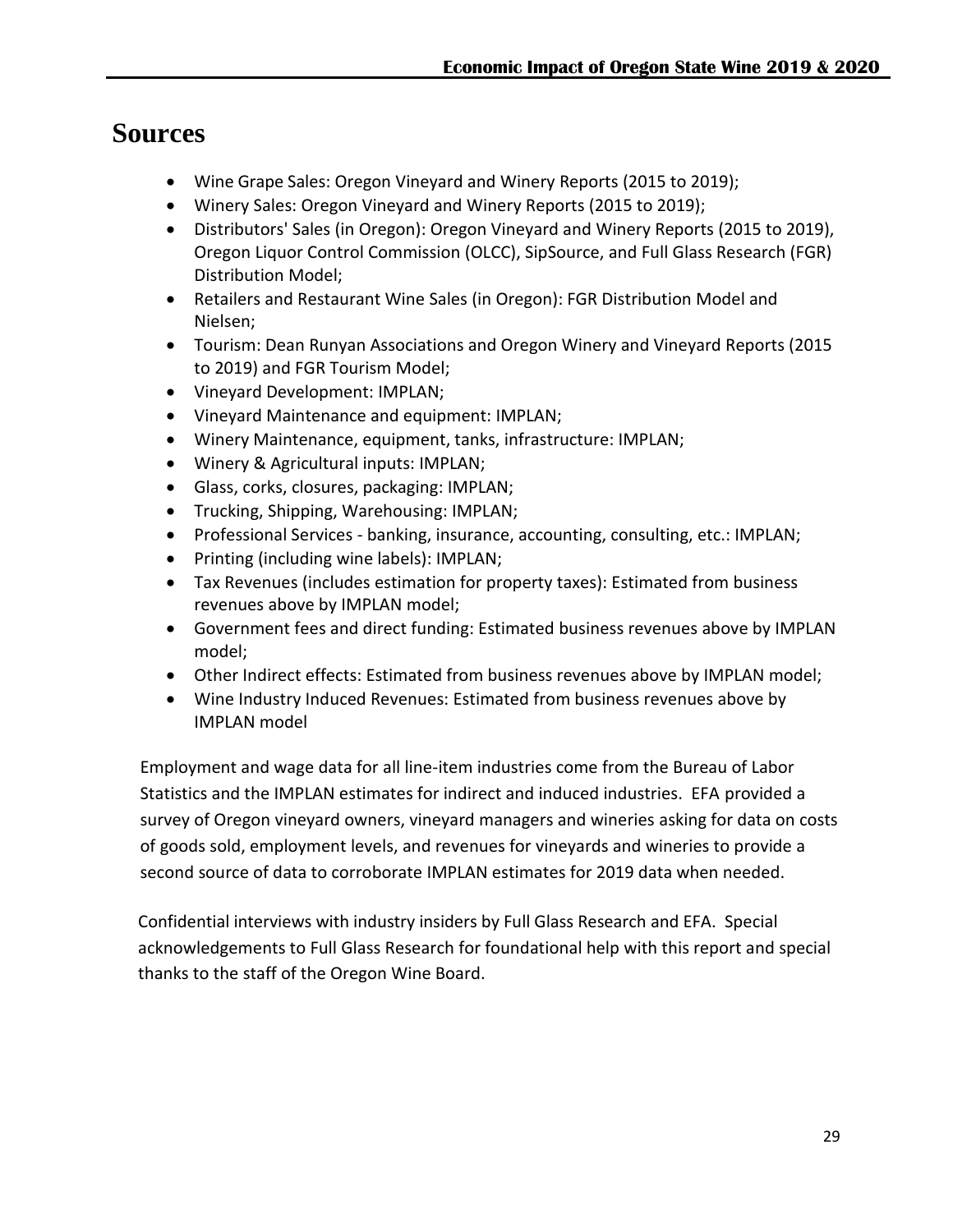# Sources

- Wine Grape Sales: Oregon Vineyard and Winery Reports (2015 to 2019);
- Winery Sales: Oregon Vineyard and Winery Reports (2015 to 2019);
- Distributors' Sales (in Oregon): Oregon Vineyard and Winery Reports (2015 to 2019), Oregon Liquor Control Commission (OLCC), SipSource, and Full Glass Research (FGR) Distribution Model;
- Retailers and Restaurant Wine Sales (in Oregon): FGR Distribution Model and Nielsen;
- Tourism: Dean Runyan Associations and Oregon Winery and Vineyard Reports (2015 to 2019) and FGR Tourism Model;
- Vineyard Development: IMPLAN;
- Vineyard Maintenance and equipment: IMPLAN;
- Winery Maintenance, equipment, tanks, infrastructure: IMPLAN;
- Winery & Agricultural inputs: IMPLAN;
- Glass, corks, closures, packaging: IMPLAN;
- Trucking, Shipping, Warehousing: IMPLAN;
- Professional Services - banking, insurance, accounting, consulting, etc.: IMPLAN;
- Printing (including wine labels): IMPLAN;
- Tax Revenues (includes estimation for property taxes): Estimated from business revenues above by IMPLAN model;
- Government fees and direct funding: Estimated business revenues above by IMPLAN model;
- Other Indirect effects: Estimated from business revenues above by IMPLAN model;
- Wine Industry Induced Revenues: Estimated from business revenues above by IMPLAN model

Employment and wage data for all line-item industries come from the Bureau of Labor Statistics and the IMPLAN estimates for indirect and induced industries. EFA provided a survey of Oregon vineyard owners, vineyard managers and wineries asking for data on costs of goods sold, employment levels, and revenues for vineyards and wineries to provide a second source of data to corroborate IMPLAN estimates for 2019 data when needed.

Confidential interviews with industry insiders by Full Glass Research and EFA. Special acknowledgements to Full Glass Research for foundational help with this report and special thanks to the staff of the Oregon Wine Board.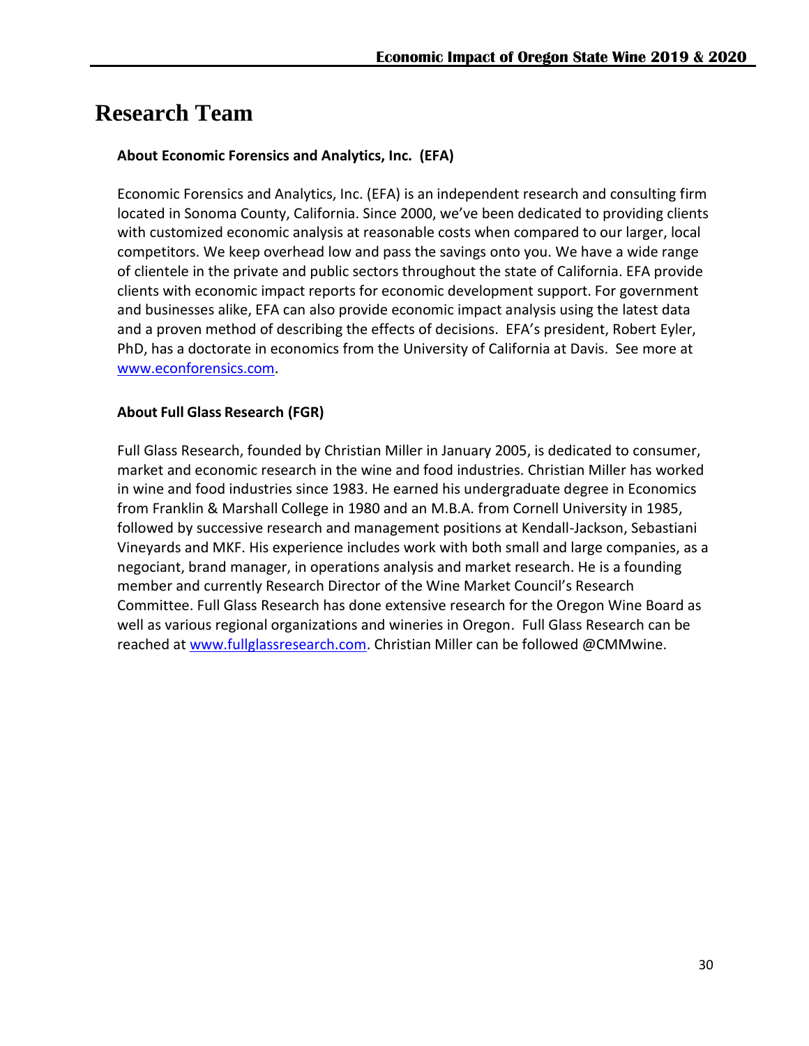# Research Team

**About Economic Forensics and Analytics, Inc. (EFA)**

Economic Forensics and Analytics, Inc. (EFA) is an independent research and consulting firm located in Sonoma County, California. Since 2000, we've been dedicated to providing clients with customized economic analysis at reasonable costs when compared to our larger, local competitors. We keep overhead low and pass the savings onto you. We have a wide range of clientele in the private and public sectors throughout the state of California. EFA provide clients with economic impact reports for economic development support. For government and businesses alike, EFA can also provide economic impact analysis using the latest data and a proven method of describing the effects of decisions. EFA's president, Robert Eyler, PhD, has a doctorate in economics from the University of California at Davis. See more at [www.econforensics.com](www.econforensics.com).

**About Full Glass Research (FGR)**

Full Glass Research, founded by Christian Miller in January 2005, is dedicated to consumer, market and economic research in the wine and food industries. Christian Miller has worked in wine and food industries since 1983. He earned his undergraduate degree in Economics from Franklin & Marshall College in 1980 and an M.B.A. from Cornell University in 1985, followed by successive research and management positions at Kendall-Jackson, Sebastiani Vineyards and MKF. His experience includes work with both small and large companies, as a negociant, brand manager, in operations analysis and market research. He is a founding member and currently Research Director of the Wine Market Council's Research Committee. Full Glass Research has done extensive research for the Oregon Wine Board as well as various regional organizations and wineries in Oregon. Full Glass Research can be reached at [www.fullglassresearch.com](www.fullglassresearch.com). Christian Miller can be followed @CMMwine.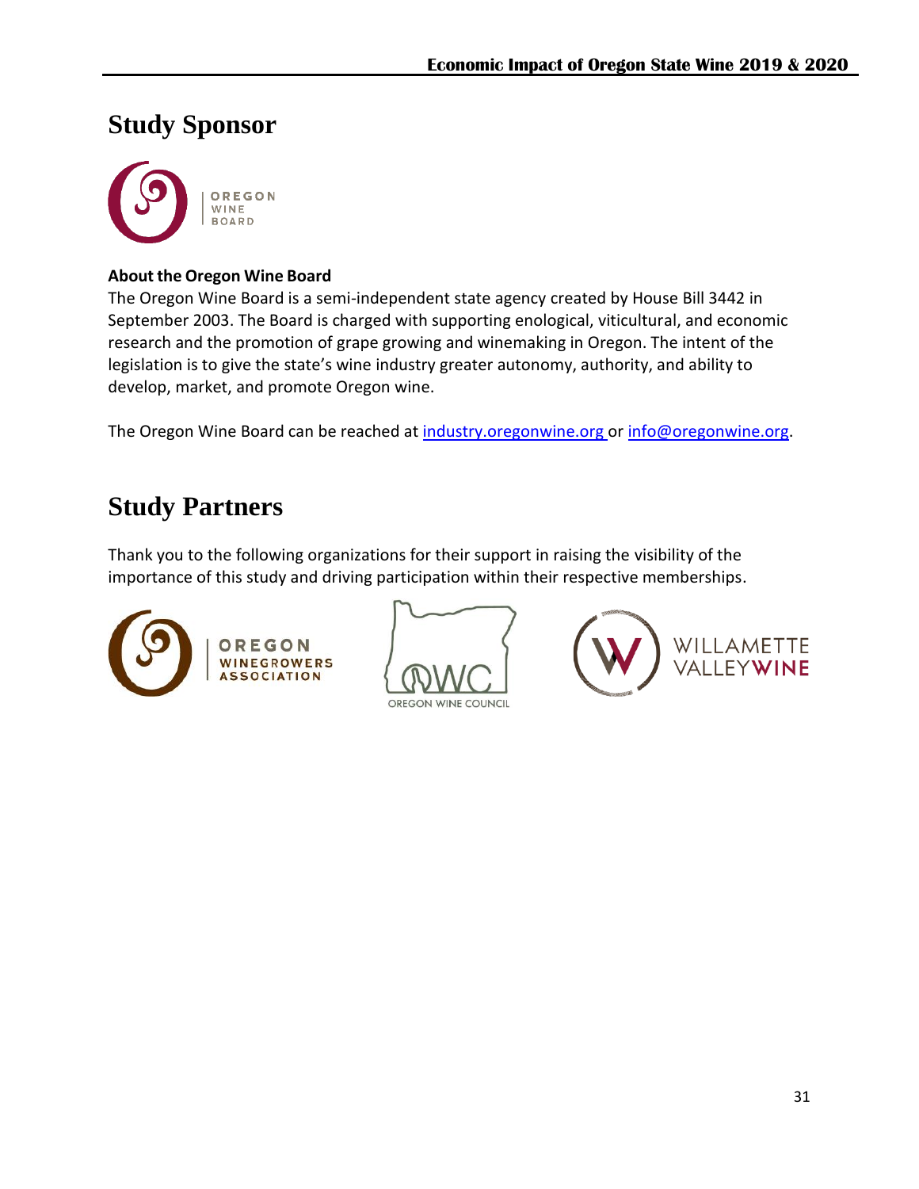# Study Sponsor

OREGON WINE BOARD

**About the Oregon Wine Board**

The Oregon Wine Board is a semi-independent state agency created by House Bill 3442 in September 2003. The Board is charged with supporting enological, viticultural, and economic research and the promotion of grape growing and winemaking in Oregon. The intent of the legislation is to give the state's wine industry greater autonomy, authority, and ability to develop, market, and promote Oregon wine.

The Oregon Wine Board can be reached at industry.oregonwine.org or info@oregonwine.org.

# Study Partners

Thank you to the following organizations for their support in raising the visibility of the importance of this study and driving participation within their respective memberships.

OREGON WINEGROWERS ASSOCIATION

OWC OREGON WINE COUNCIL

WILLAMETTE VALLEY WINE